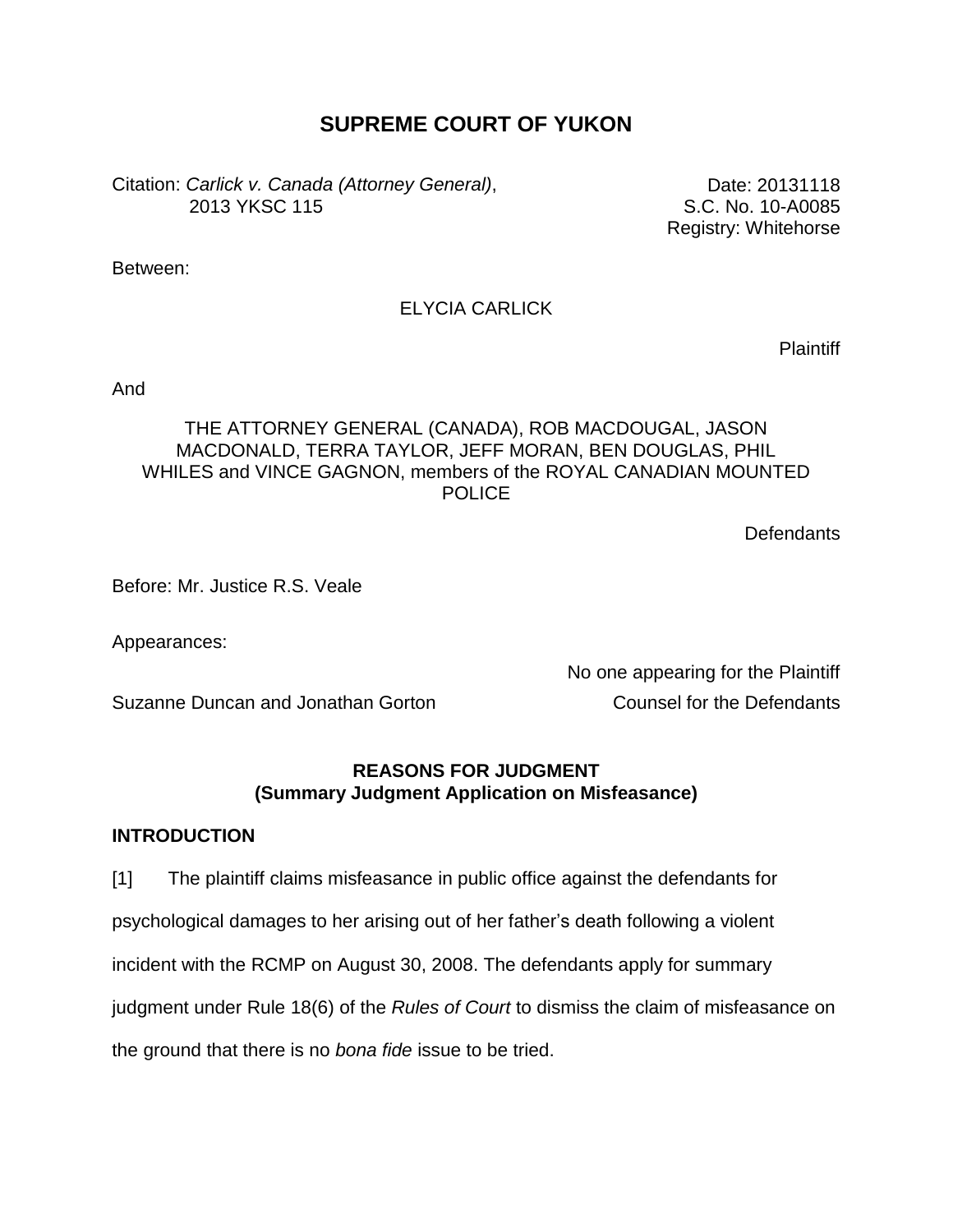# SUPREME COURT OF YUKON

Citation: *Carlick v. Canada (Attorney General)*, 2013 YKSC 115

Date: 20131118
S.C. No. 10-A0085
Registry: Whitehorse

Between:

ELYCIA CARLICK

Plaintiff

And

THE ATTORNEY GENERAL (CANADA), ROB MACDOUGAL, JASON MACDONALD, TERRA TAYLOR, JEFF MORAN, BEN DOUGLAS, PHIL WHILES and VINCE GAGNON, members of the ROYAL CANADIAN MOUNTED POLICE

Defendants

Before: Mr. Justice R.S. Veale

Appearances:

No one appearing for the Plaintiff

Suzanne Duncan and Jonathan Gorton — Counsel for the Defendants

## REASONS FOR JUDGMENT
## (Summary Judgment Application on Misfeasance)

### INTRODUCTION

[1] The plaintiff claims misfeasance in public office against the defendants for psychological damages to her arising out of her father's death following a violent incident with the RCMP on August 30, 2008. The defendants apply for summary judgment under Rule 18(6) of the *Rules of Court* to dismiss the claim of misfeasance on the ground that there is no *bona fide* issue to be tried.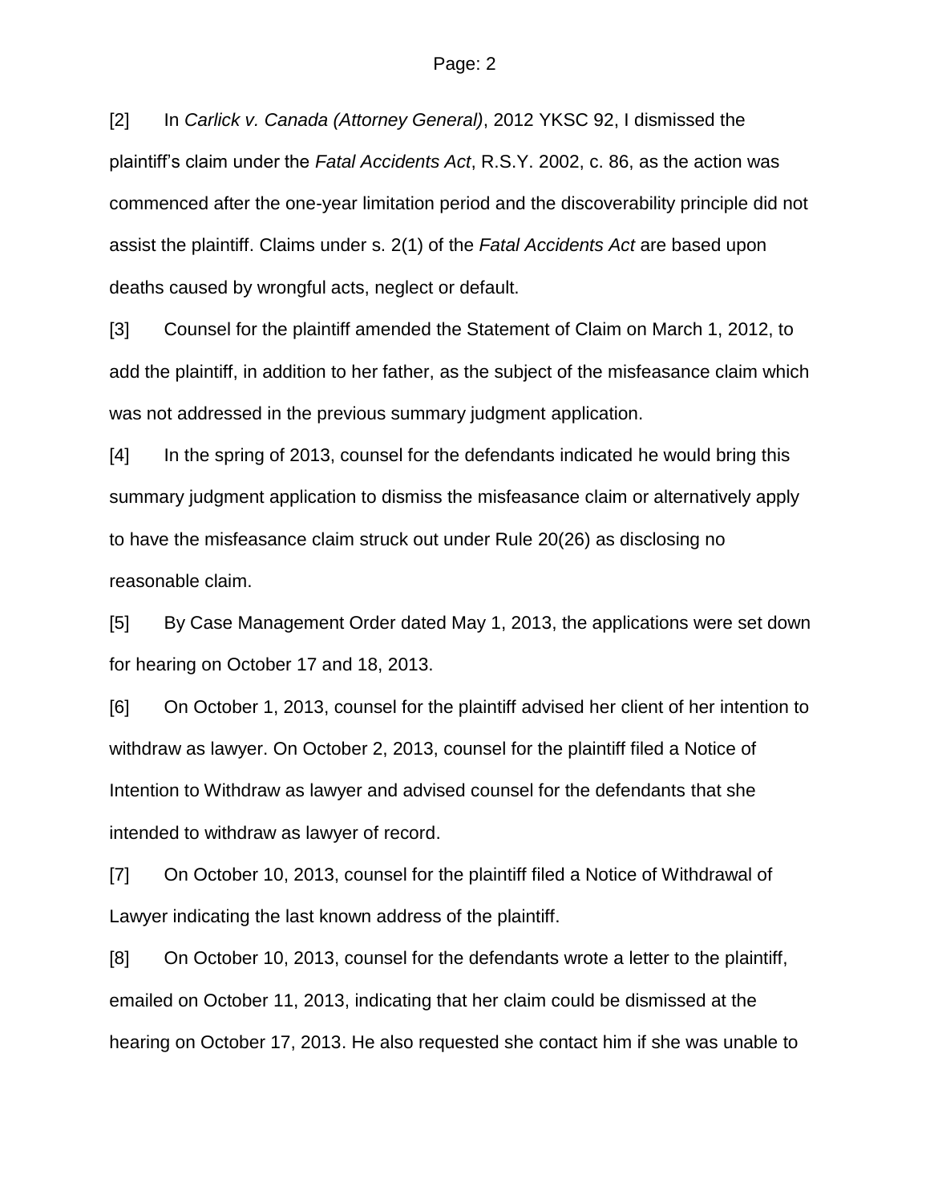[2] In *Carlick v. Canada (Attorney General)*, 2012 YKSC 92, I dismissed the plaintiff's claim under the *Fatal Accidents Act*, R.S.Y. 2002, c. 86, as the action was commenced after the one-year limitation period and the discoverability principle did not assist the plaintiff. Claims under s. 2(1) of the *Fatal Accidents Act* are based upon deaths caused by wrongful acts, neglect or default.

[3] Counsel for the plaintiff amended the Statement of Claim on March 1, 2012, to add the plaintiff, in addition to her father, as the subject of the misfeasance claim which was not addressed in the previous summary judgment application.

[4] In the spring of 2013, counsel for the defendants indicated he would bring this summary judgment application to dismiss the misfeasance claim or alternatively apply to have the misfeasance claim struck out under Rule 20(26) as disclosing no reasonable claim.

[5] By Case Management Order dated May 1, 2013, the applications were set down for hearing on October 17 and 18, 2013.

[6] On October 1, 2013, counsel for the plaintiff advised her client of her intention to withdraw as lawyer. On October 2, 2013, counsel for the plaintiff filed a Notice of Intention to Withdraw as lawyer and advised counsel for the defendants that she intended to withdraw as lawyer of record.

[7] On October 10, 2013, counsel for the plaintiff filed a Notice of Withdrawal of Lawyer indicating the last known address of the plaintiff.

[8] On October 10, 2013, counsel for the defendants wrote a letter to the plaintiff, emailed on October 11, 2013, indicating that her claim could be dismissed at the hearing on October 17, 2013. He also requested she contact him if she was unable to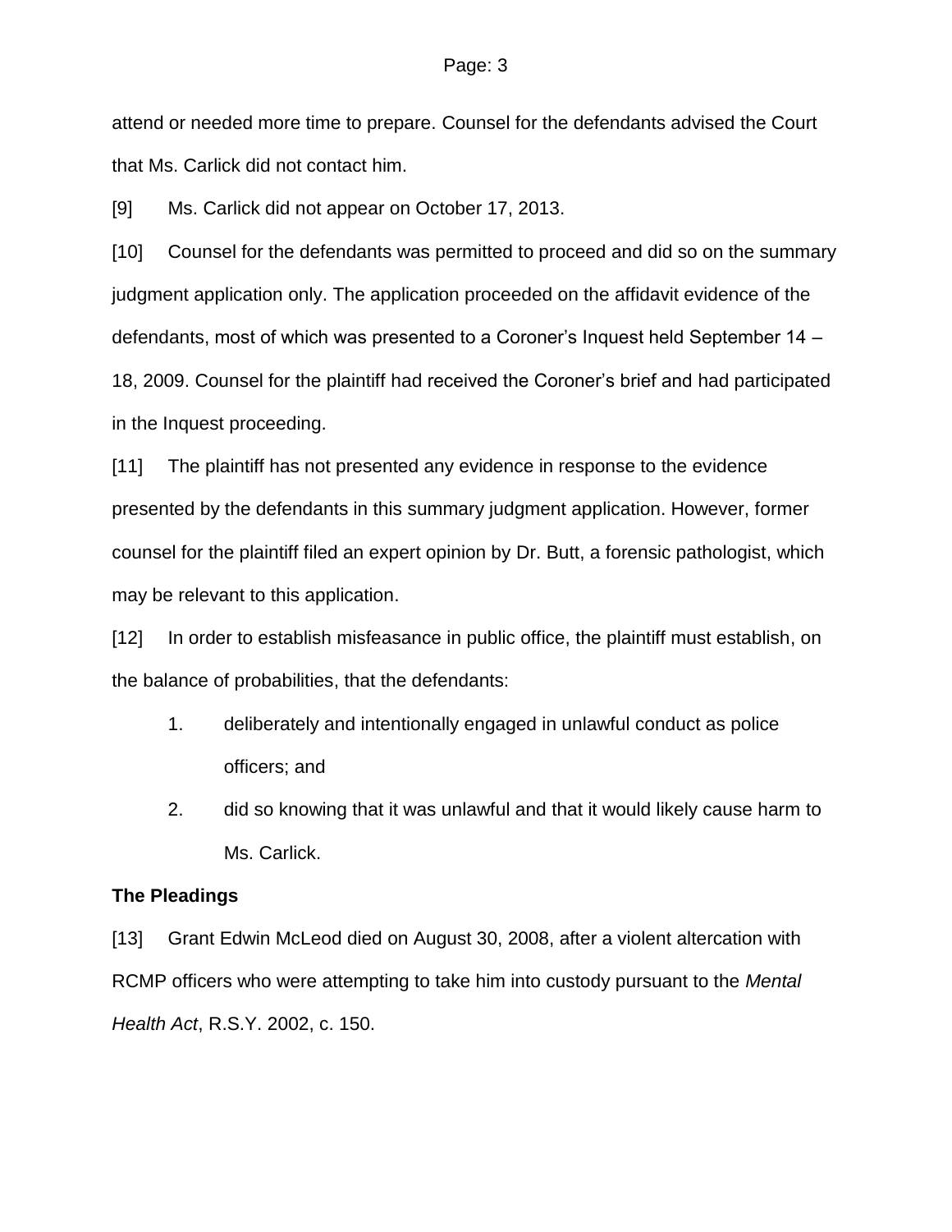attend or needed more time to prepare. Counsel for the defendants advised the Court that Ms. Carlick did not contact him.

[9] Ms. Carlick did not appear on October 17, 2013.

[10] Counsel for the defendants was permitted to proceed and did so on the summary judgment application only. The application proceeded on the affidavit evidence of the defendants, most of which was presented to a Coroner's Inquest held September 14 – 18, 2009. Counsel for the plaintiff had received the Coroner's brief and had participated in the Inquest proceeding.

[11] The plaintiff has not presented any evidence in response to the evidence presented by the defendants in this summary judgment application. However, former counsel for the plaintiff filed an expert opinion by Dr. Butt, a forensic pathologist, which may be relevant to this application.

[12] In order to establish misfeasance in public office, the plaintiff must establish, on the balance of probabilities, that the defendants:

1. deliberately and intentionally engaged in unlawful conduct as police officers; and
2. did so knowing that it was unlawful and that it would likely cause harm to Ms. Carlick.

**The Pleadings**

[13] Grant Edwin McLeod died on August 30, 2008, after a violent altercation with RCMP officers who were attempting to take him into custody pursuant to the *Mental Health Act*, R.S.Y. 2002, c. 150.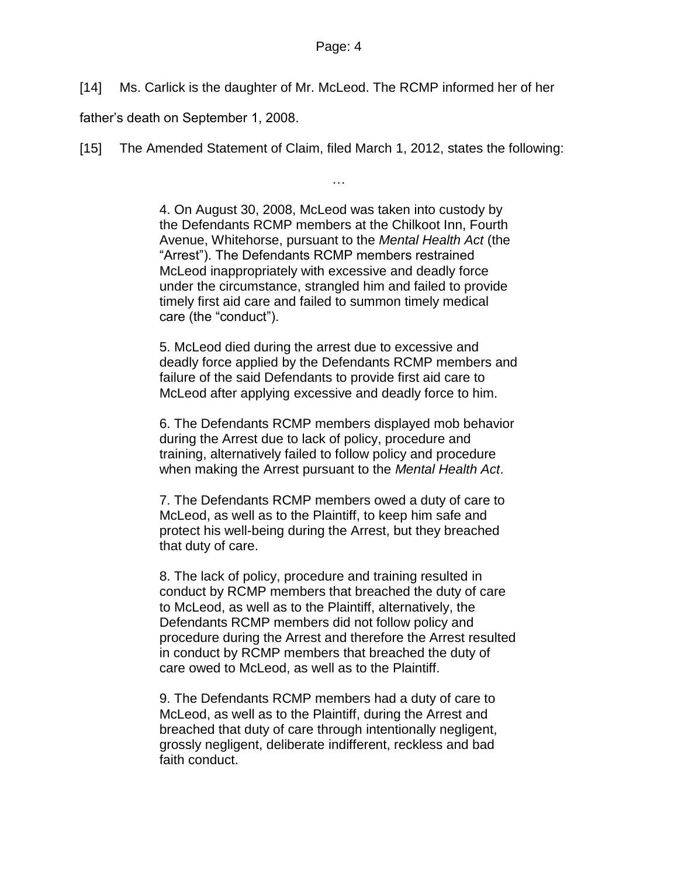[14] Ms. Carlick is the daughter of Mr. McLeod. The RCMP informed her of her father's death on September 1, 2008.

[15] The Amended Statement of Claim, filed March 1, 2012, states the following:

> …
>
> 4. On August 30, 2008, McLeod was taken into custody by the Defendants RCMP members at the Chilkoot Inn, Fourth Avenue, Whitehorse, pursuant to the *Mental Health Act* (the "Arrest"). The Defendants RCMP members restrained McLeod inappropriately with excessive and deadly force under the circumstance, strangled him and failed to provide timely first aid care and failed to summon timely medical care (the "conduct").
>
> 5. McLeod died during the arrest due to excessive and deadly force applied by the Defendants RCMP members and failure of the said Defendants to provide first aid care to McLeod after applying excessive and deadly force to him.
>
> 6. The Defendants RCMP members displayed mob behavior during the Arrest due to lack of policy, procedure and training, alternatively failed to follow policy and procedure when making the Arrest pursuant to the *Mental Health Act*.
>
> 7. The Defendants RCMP members owed a duty of care to McLeod, as well as to the Plaintiff, to keep him safe and protect his well-being during the Arrest, but they breached that duty of care.
>
> 8. The lack of policy, procedure and training resulted in conduct by RCMP members that breached the duty of care to McLeod, as well as to the Plaintiff, alternatively, the Defendants RCMP members did not follow policy and procedure during the Arrest and therefore the Arrest resulted in conduct by RCMP members that breached the duty of care owed to McLeod, as well as to the Plaintiff.
>
> 9. The Defendants RCMP members had a duty of care to McLeod, as well as to the Plaintiff, during the Arrest and breached that duty of care through intentionally negligent, grossly negligent, deliberate indifferent, reckless and bad faith conduct.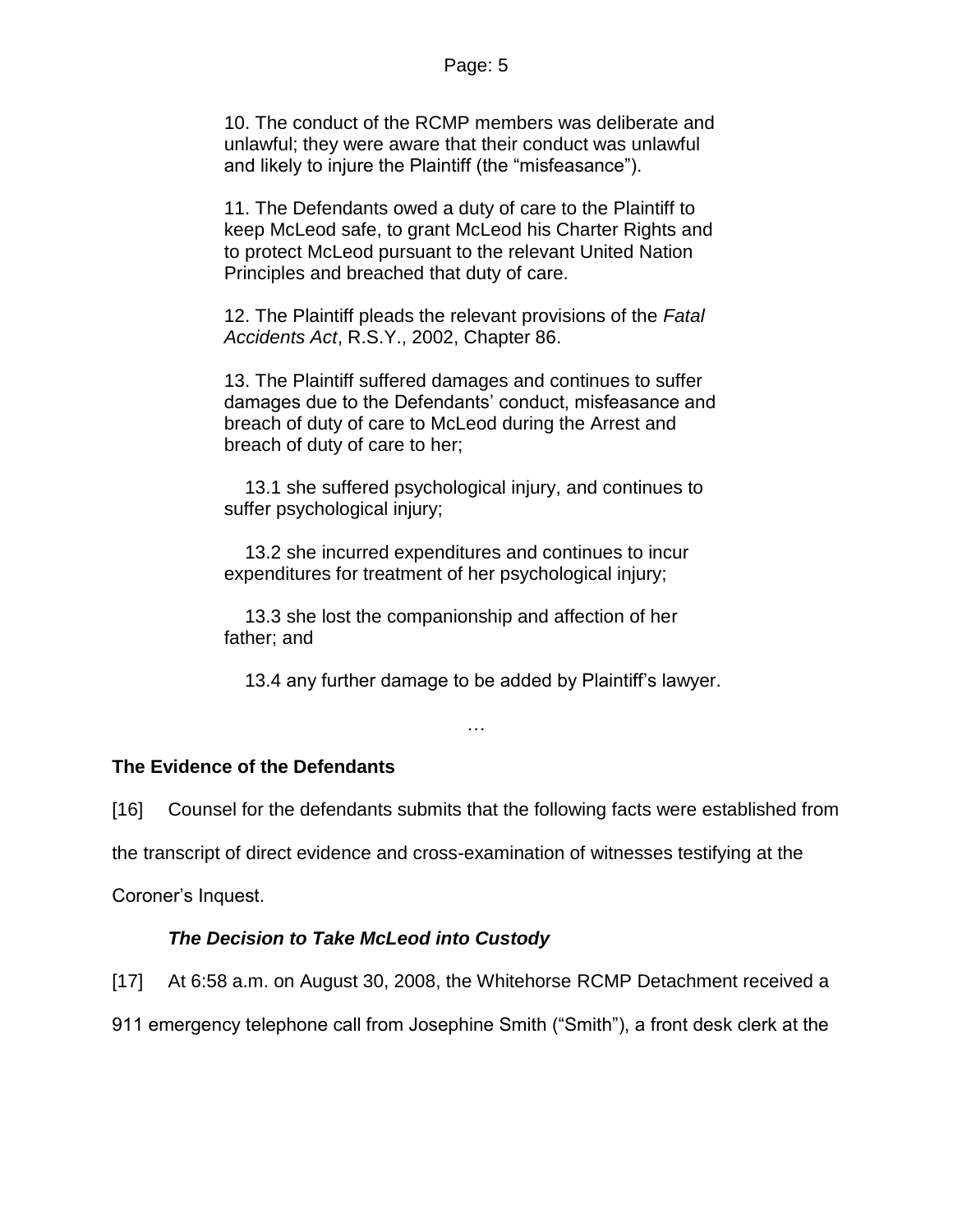> 10. The conduct of the RCMP members was deliberate and unlawful; they were aware that their conduct was unlawful and likely to injure the Plaintiff (the "misfeasance").
>
> 11. The Defendants owed a duty of care to the Plaintiff to keep McLeod safe, to grant McLeod his Charter Rights and to protect McLeod pursuant to the relevant United Nation Principles and breached that duty of care.
>
> 12. The Plaintiff pleads the relevant provisions of the *Fatal Accidents Act*, R.S.Y., 2002, Chapter 86.
>
> 13. The Plaintiff suffered damages and continues to suffer damages due to the Defendants' conduct, misfeasance and breach of duty of care to McLeod during the Arrest and breach of duty of care to her;
>
> 13.1 she suffered psychological injury, and continues to suffer psychological injury;
>
> 13.2 she incurred expenditures and continues to incur expenditures for treatment of her psychological injury;
>
> 13.3 she lost the companionship and affection of her father; and
>
> 13.4 any further damage to be added by Plaintiff's lawyer.
>
> …

## The Evidence of the Defendants

[16] Counsel for the defendants submits that the following facts were established from the transcript of direct evidence and cross-examination of witnesses testifying at the Coroner's Inquest.

### *The Decision to Take McLeod into Custody*

[17] At 6:58 a.m. on August 30, 2008, the Whitehorse RCMP Detachment received a 911 emergency telephone call from Josephine Smith ("Smith"), a front desk clerk at the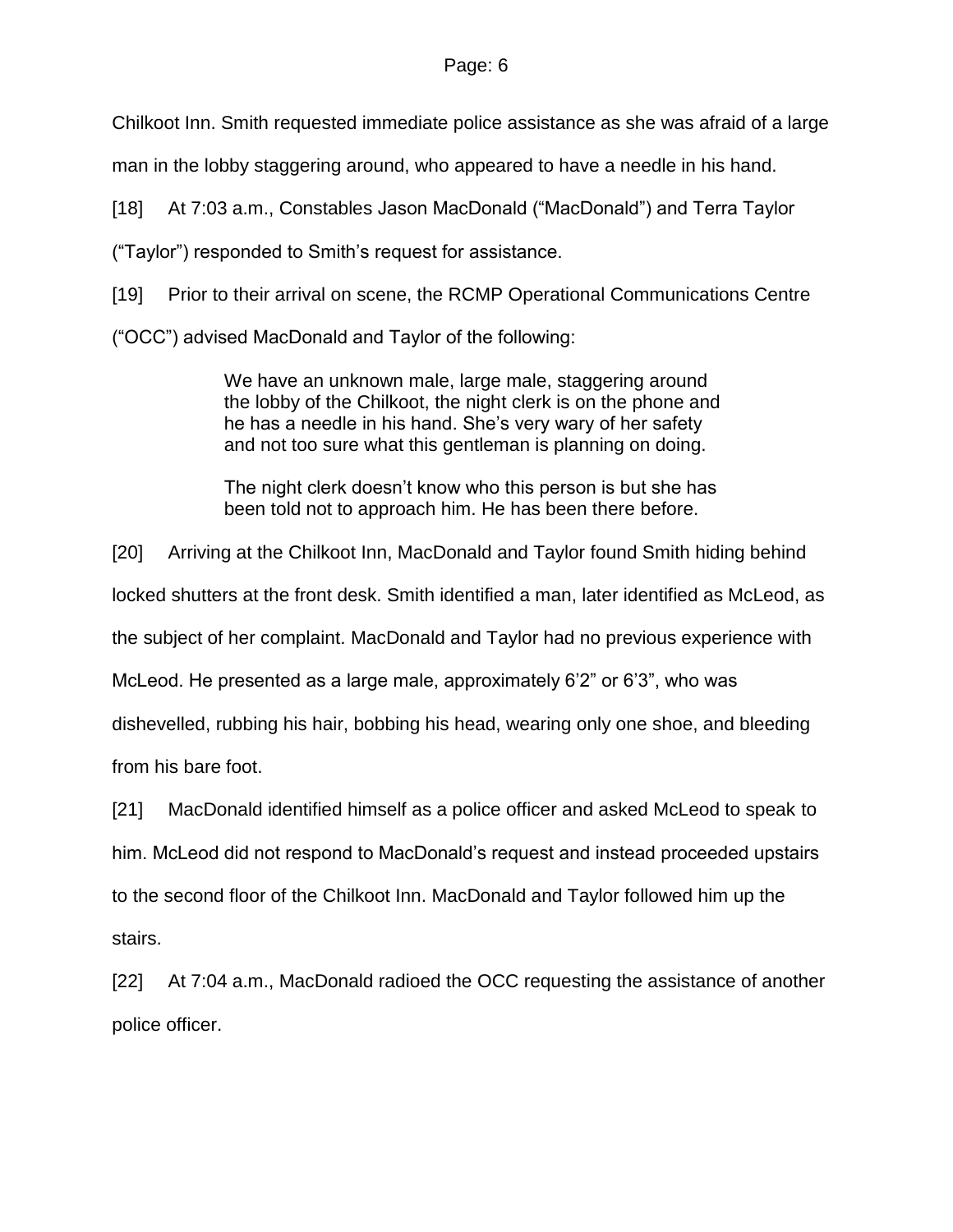Chilkoot Inn. Smith requested immediate police assistance as she was afraid of a large man in the lobby staggering around, who appeared to have a needle in his hand.

[18] At 7:03 a.m., Constables Jason MacDonald ("MacDonald") and Terra Taylor ("Taylor") responded to Smith's request for assistance.

[19] Prior to their arrival on scene, the RCMP Operational Communications Centre ("OCC") advised MacDonald and Taylor of the following:

> We have an unknown male, large male, staggering around the lobby of the Chilkoot, the night clerk is on the phone and he has a needle in his hand. She's very wary of her safety and not too sure what this gentleman is planning on doing.
>
> The night clerk doesn't know who this person is but she has been told not to approach him. He has been there before.

[20] Arriving at the Chilkoot Inn, MacDonald and Taylor found Smith hiding behind locked shutters at the front desk. Smith identified a man, later identified as McLeod, as the subject of her complaint. MacDonald and Taylor had no previous experience with McLeod. He presented as a large male, approximately 6'2" or 6'3", who was dishevelled, rubbing his hair, bobbing his head, wearing only one shoe, and bleeding from his bare foot.

[21] MacDonald identified himself as a police officer and asked McLeod to speak to him. McLeod did not respond to MacDonald's request and instead proceeded upstairs to the second floor of the Chilkoot Inn. MacDonald and Taylor followed him up the stairs.

[22] At 7:04 a.m., MacDonald radioed the OCC requesting the assistance of another police officer.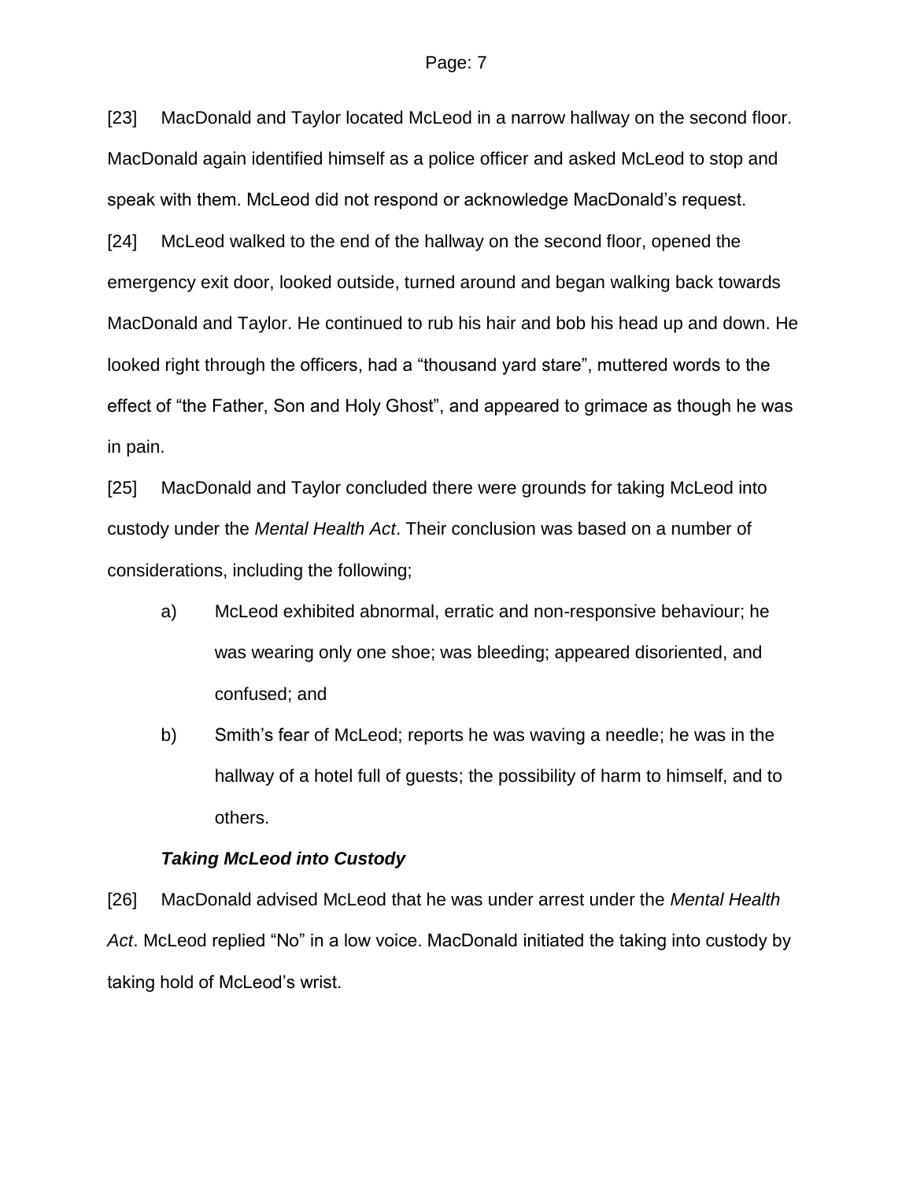[23] MacDonald and Taylor located McLeod in a narrow hallway on the second floor. MacDonald again identified himself as a police officer and asked McLeod to stop and speak with them. McLeod did not respond or acknowledge MacDonald's request.

[24] McLeod walked to the end of the hallway on the second floor, opened the emergency exit door, looked outside, turned around and began walking back towards MacDonald and Taylor. He continued to rub his hair and bob his head up and down. He looked right through the officers, had a "thousand yard stare", muttered words to the effect of "the Father, Son and Holy Ghost", and appeared to grimace as though he was in pain.

[25] MacDonald and Taylor concluded there were grounds for taking McLeod into custody under the *Mental Health Act*. Their conclusion was based on a number of considerations, including the following;

a) McLeod exhibited abnormal, erratic and non-responsive behaviour; he was wearing only one shoe; was bleeding; appeared disoriented, and confused; and

b) Smith's fear of McLeod; reports he was waving a needle; he was in the hallway of a hotel full of guests; the possibility of harm to himself, and to others.

### *Taking McLeod into Custody*

[26] MacDonald advised McLeod that he was under arrest under the *Mental Health Act*. McLeod replied "No" in a low voice. MacDonald initiated the taking into custody by taking hold of McLeod's wrist.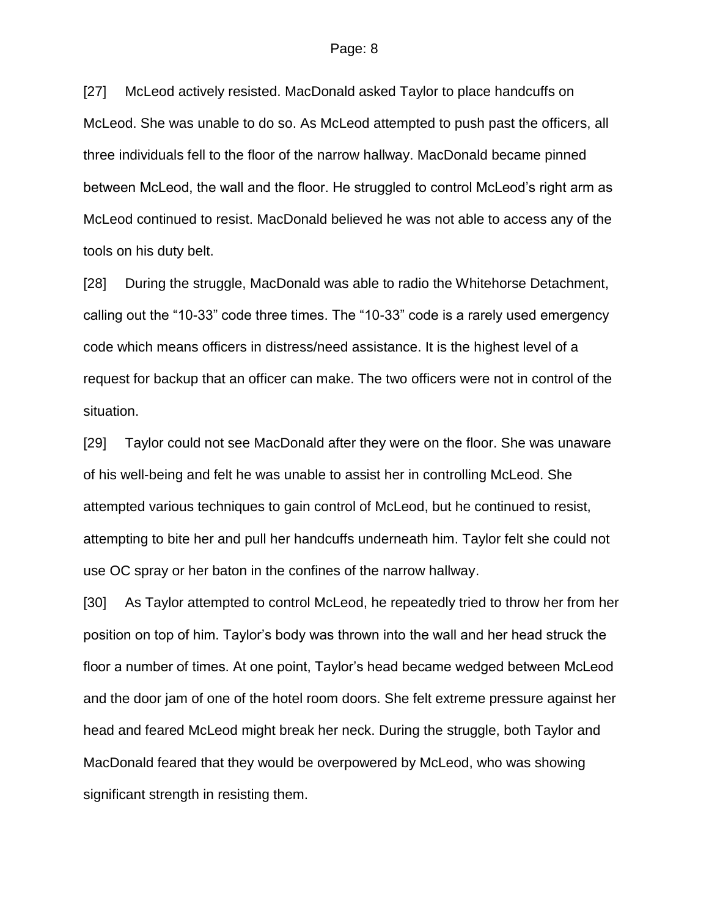[27] McLeod actively resisted. MacDonald asked Taylor to place handcuffs on McLeod. She was unable to do so. As McLeod attempted to push past the officers, all three individuals fell to the floor of the narrow hallway. MacDonald became pinned between McLeod, the wall and the floor. He struggled to control McLeod's right arm as McLeod continued to resist. MacDonald believed he was not able to access any of the tools on his duty belt.

[28] During the struggle, MacDonald was able to radio the Whitehorse Detachment, calling out the "10-33" code three times. The "10-33" code is a rarely used emergency code which means officers in distress/need assistance. It is the highest level of a request for backup that an officer can make. The two officers were not in control of the situation.

[29] Taylor could not see MacDonald after they were on the floor. She was unaware of his well-being and felt he was unable to assist her in controlling McLeod. She attempted various techniques to gain control of McLeod, but he continued to resist, attempting to bite her and pull her handcuffs underneath him. Taylor felt she could not use OC spray or her baton in the confines of the narrow hallway.

[30] As Taylor attempted to control McLeod, he repeatedly tried to throw her from her position on top of him. Taylor's body was thrown into the wall and her head struck the floor a number of times. At one point, Taylor's head became wedged between McLeod and the door jam of one of the hotel room doors. She felt extreme pressure against her head and feared McLeod might break her neck. During the struggle, both Taylor and MacDonald feared that they would be overpowered by McLeod, who was showing significant strength in resisting them.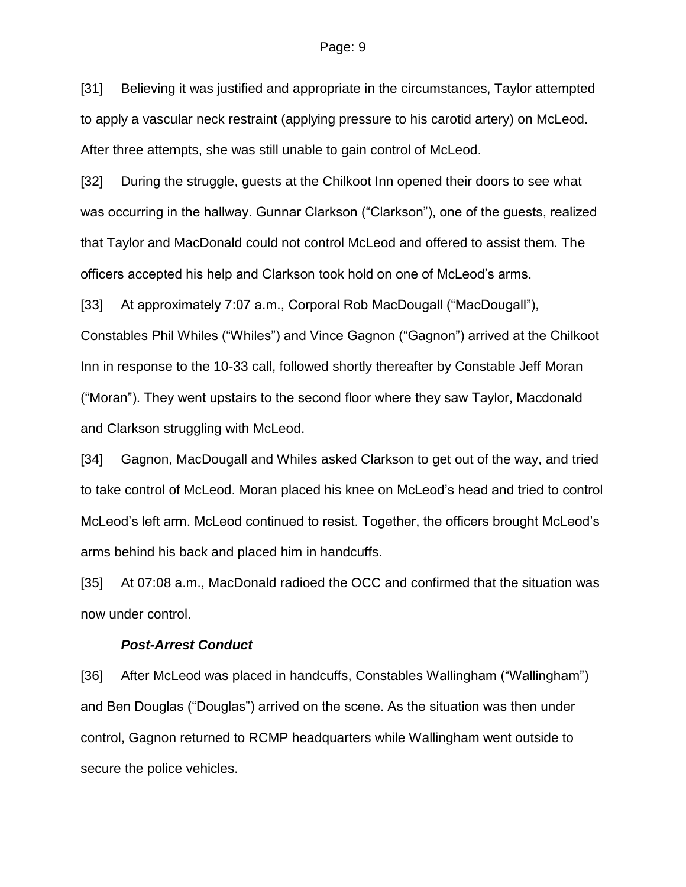[31] Believing it was justified and appropriate in the circumstances, Taylor attempted to apply a vascular neck restraint (applying pressure to his carotid artery) on McLeod. After three attempts, she was still unable to gain control of McLeod.

[32] During the struggle, guests at the Chilkoot Inn opened their doors to see what was occurring in the hallway. Gunnar Clarkson ("Clarkson"), one of the guests, realized that Taylor and MacDonald could not control McLeod and offered to assist them. The officers accepted his help and Clarkson took hold on one of McLeod's arms.

[33] At approximately 7:07 a.m., Corporal Rob MacDougall ("MacDougall"), Constables Phil Whiles ("Whiles") and Vince Gagnon ("Gagnon") arrived at the Chilkoot Inn in response to the 10-33 call, followed shortly thereafter by Constable Jeff Moran ("Moran"). They went upstairs to the second floor where they saw Taylor, Macdonald and Clarkson struggling with McLeod.

[34] Gagnon, MacDougall and Whiles asked Clarkson to get out of the way, and tried to take control of McLeod. Moran placed his knee on McLeod's head and tried to control McLeod's left arm. McLeod continued to resist. Together, the officers brought McLeod's arms behind his back and placed him in handcuffs.

[35] At 07:08 a.m., MacDonald radioed the OCC and confirmed that the situation was now under control.

***Post-Arrest Conduct***

[36] After McLeod was placed in handcuffs, Constables Wallingham ("Wallingham") and Ben Douglas ("Douglas") arrived on the scene. As the situation was then under control, Gagnon returned to RCMP headquarters while Wallingham went outside to secure the police vehicles.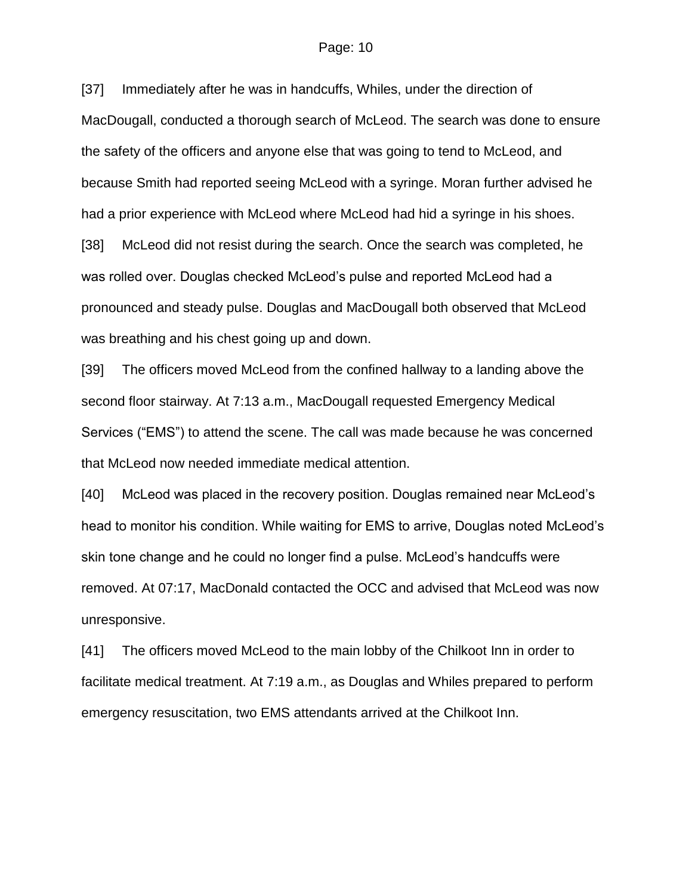[37] Immediately after he was in handcuffs, Whiles, under the direction of MacDougall, conducted a thorough search of McLeod. The search was done to ensure the safety of the officers and anyone else that was going to tend to McLeod, and because Smith had reported seeing McLeod with a syringe. Moran further advised he had a prior experience with McLeod where McLeod had hid a syringe in his shoes.

[38] McLeod did not resist during the search. Once the search was completed, he was rolled over. Douglas checked McLeod's pulse and reported McLeod had a pronounced and steady pulse. Douglas and MacDougall both observed that McLeod was breathing and his chest going up and down.

[39] The officers moved McLeod from the confined hallway to a landing above the second floor stairway. At 7:13 a.m., MacDougall requested Emergency Medical Services ("EMS") to attend the scene. The call was made because he was concerned that McLeod now needed immediate medical attention.

[40] McLeod was placed in the recovery position. Douglas remained near McLeod's head to monitor his condition. While waiting for EMS to arrive, Douglas noted McLeod's skin tone change and he could no longer find a pulse. McLeod's handcuffs were removed. At 07:17, MacDonald contacted the OCC and advised that McLeod was now unresponsive.

[41] The officers moved McLeod to the main lobby of the Chilkoot Inn in order to facilitate medical treatment. At 7:19 a.m., as Douglas and Whiles prepared to perform emergency resuscitation, two EMS attendants arrived at the Chilkoot Inn.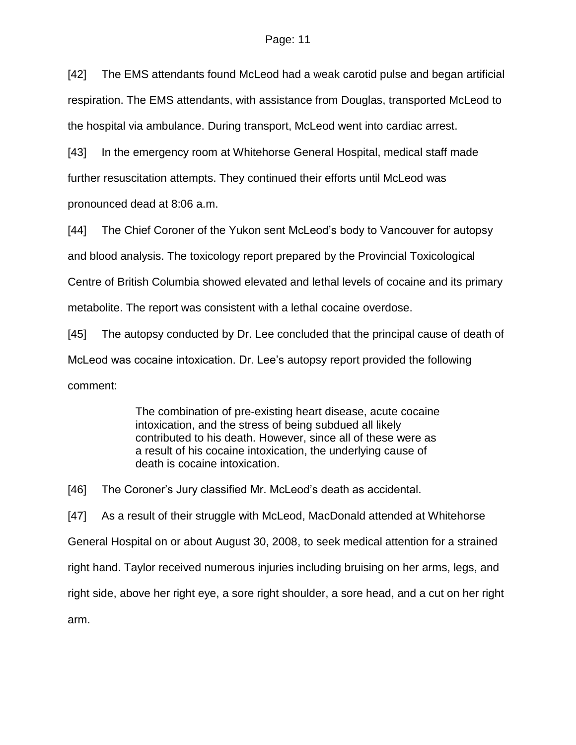[42] The EMS attendants found McLeod had a weak carotid pulse and began artificial respiration. The EMS attendants, with assistance from Douglas, transported McLeod to the hospital via ambulance. During transport, McLeod went into cardiac arrest.

[43] In the emergency room at Whitehorse General Hospital, medical staff made further resuscitation attempts. They continued their efforts until McLeod was pronounced dead at 8:06 a.m.

[44] The Chief Coroner of the Yukon sent McLeod's body to Vancouver for autopsy and blood analysis. The toxicology report prepared by the Provincial Toxicological Centre of British Columbia showed elevated and lethal levels of cocaine and its primary metabolite. The report was consistent with a lethal cocaine overdose.

[45] The autopsy conducted by Dr. Lee concluded that the principal cause of death of McLeod was cocaine intoxication. Dr. Lee's autopsy report provided the following comment:

> The combination of pre-existing heart disease, acute cocaine intoxication, and the stress of being subdued all likely contributed to his death. However, since all of these were as a result of his cocaine intoxication, the underlying cause of death is cocaine intoxication.

[46] The Coroner's Jury classified Mr. McLeod's death as accidental.

[47] As a result of their struggle with McLeod, MacDonald attended at Whitehorse General Hospital on or about August 30, 2008, to seek medical attention for a strained right hand. Taylor received numerous injuries including bruising on her arms, legs, and right side, above her right eye, a sore right shoulder, a sore head, and a cut on her right arm.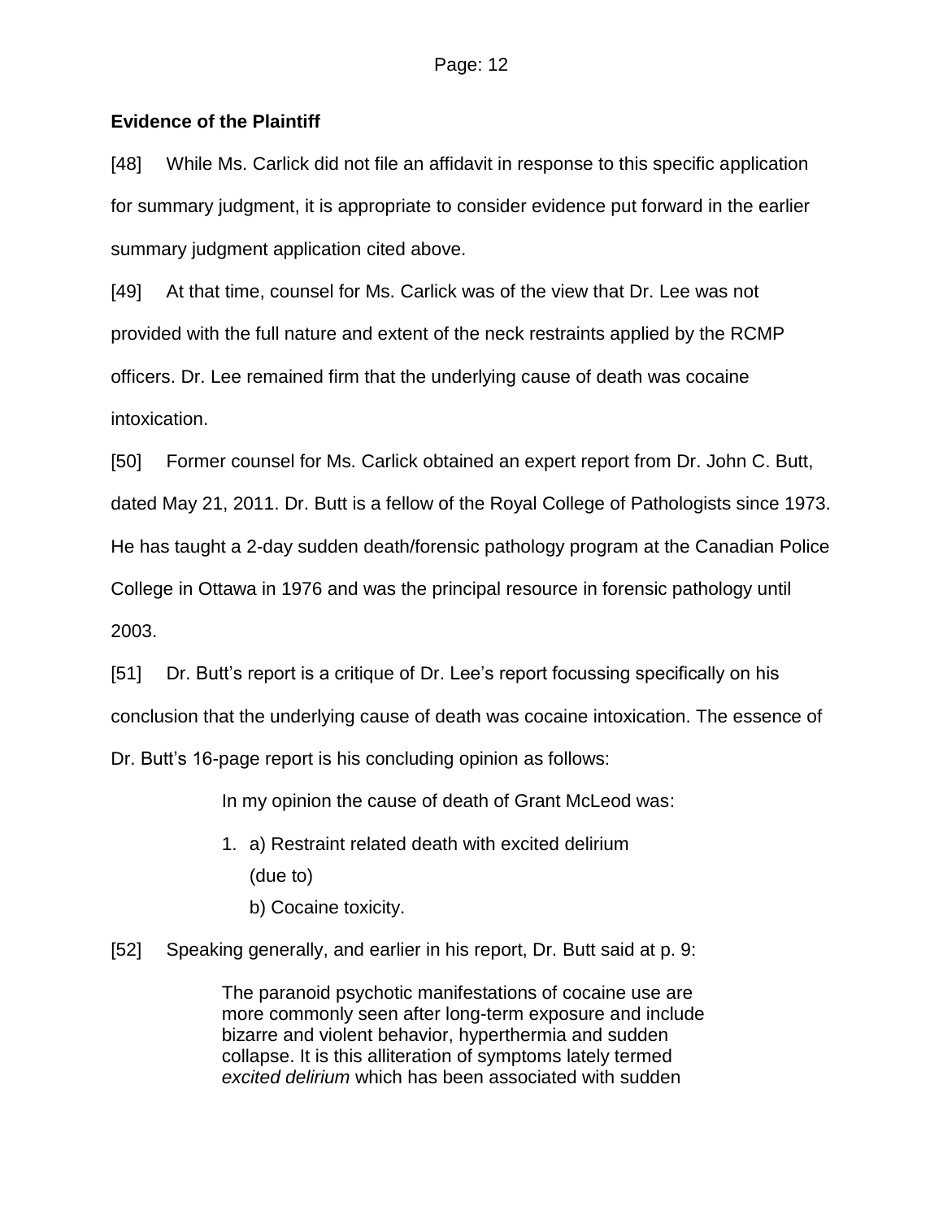**Evidence of the Plaintiff**

[48] While Ms. Carlick did not file an affidavit in response to this specific application for summary judgment, it is appropriate to consider evidence put forward in the earlier summary judgment application cited above.

[49] At that time, counsel for Ms. Carlick was of the view that Dr. Lee was not provided with the full nature and extent of the neck restraints applied by the RCMP officers. Dr. Lee remained firm that the underlying cause of death was cocaine intoxication.

[50] Former counsel for Ms. Carlick obtained an expert report from Dr. John C. Butt, dated May 21, 2011. Dr. Butt is a fellow of the Royal College of Pathologists since 1973. He has taught a 2-day sudden death/forensic pathology program at the Canadian Police College in Ottawa in 1976 and was the principal resource in forensic pathology until 2003.

[51] Dr. Butt's report is a critique of Dr. Lee's report focussing specifically on his conclusion that the underlying cause of death was cocaine intoxication. The essence of Dr. Butt's 16-page report is his concluding opinion as follows:

> In my opinion the cause of death of Grant McLeod was:
>
> 1. a) Restraint related death with excited delirium
>    (due to)
>    b) Cocaine toxicity.

[52] Speaking generally, and earlier in his report, Dr. Butt said at p. 9:

> The paranoid psychotic manifestations of cocaine use are more commonly seen after long-term exposure and include bizarre and violent behavior, hyperthermia and sudden collapse. It is this alliteration of symptoms lately termed *excited delirium* which has been associated with sudden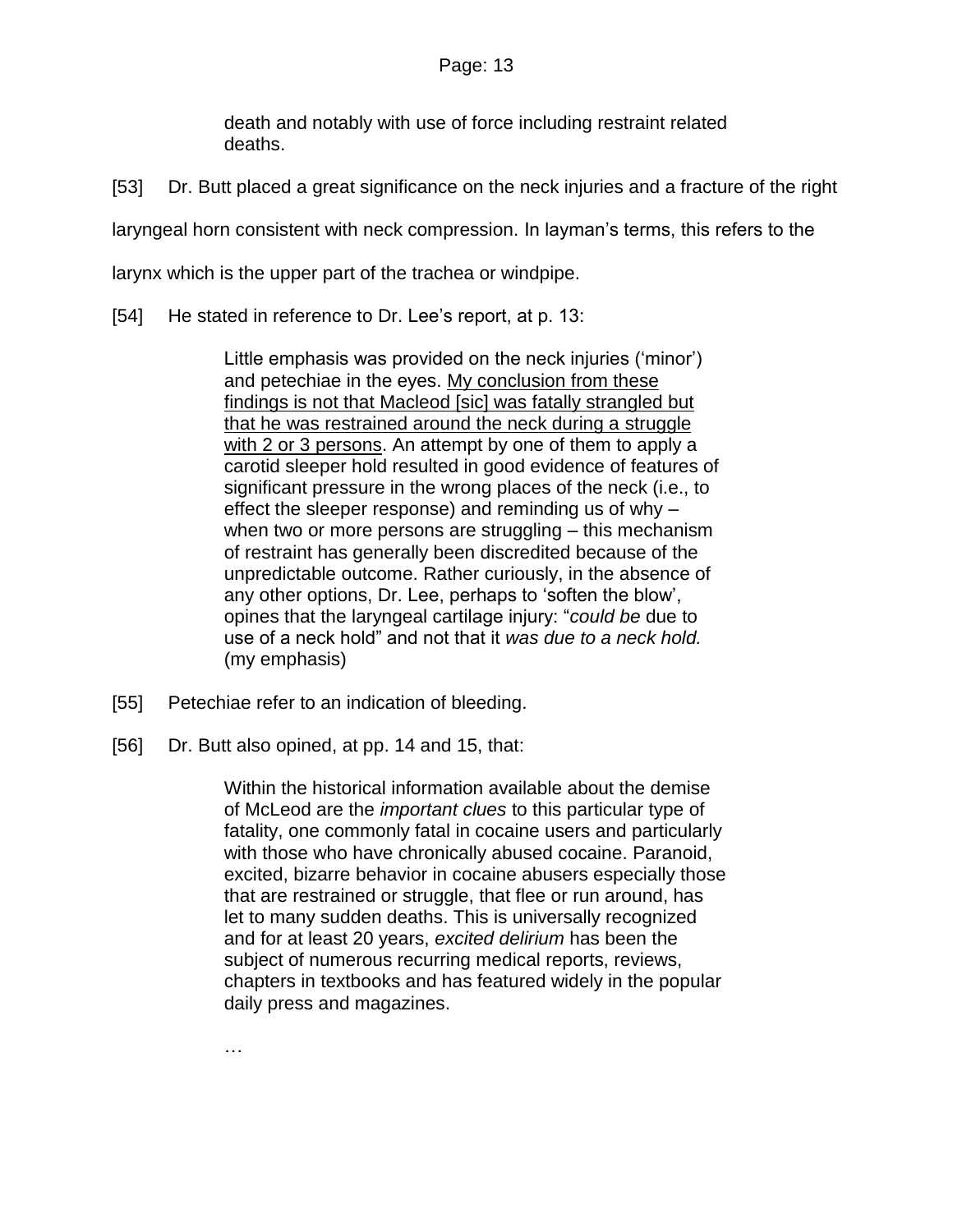> death and notably with use of force including restraint related deaths.

[53] Dr. Butt placed a great significance on the neck injuries and a fracture of the right laryngeal horn consistent with neck compression. In layman's terms, this refers to the larynx which is the upper part of the trachea or windpipe.

[54] He stated in reference to Dr. Lee's report, at p. 13:

> Little emphasis was provided on the neck injuries ('minor') and petechiae in the eyes. <u>My conclusion from these findings is not that Macleod [sic] was fatally strangled but that he was restrained around the neck during a struggle with 2 or 3 persons</u>. An attempt by one of them to apply a carotid sleeper hold resulted in good evidence of features of significant pressure in the wrong places of the neck (i.e., to effect the sleeper response) and reminding us of why – when two or more persons are struggling – this mechanism of restraint has generally been discredited because of the unpredictable outcome. Rather curiously, in the absence of any other options, Dr. Lee, perhaps to 'soften the blow', opines that the laryngeal cartilage injury: "*could be* due to use of a neck hold" and not that it *was due to a neck hold.* (my emphasis)

[55] Petechiae refer to an indication of bleeding.

[56] Dr. Butt also opined, at pp. 14 and 15, that:

> Within the historical information available about the demise of McLeod are the *important clues* to this particular type of fatality, one commonly fatal in cocaine users and particularly with those who have chronically abused cocaine. Paranoid, excited, bizarre behavior in cocaine abusers especially those that are restrained or struggle, that flee or run around, has let to many sudden deaths. This is universally recognized and for at least 20 years, *excited delirium* has been the subject of numerous recurring medical reports, reviews, chapters in textbooks and has featured widely in the popular daily press and magazines.
>
> …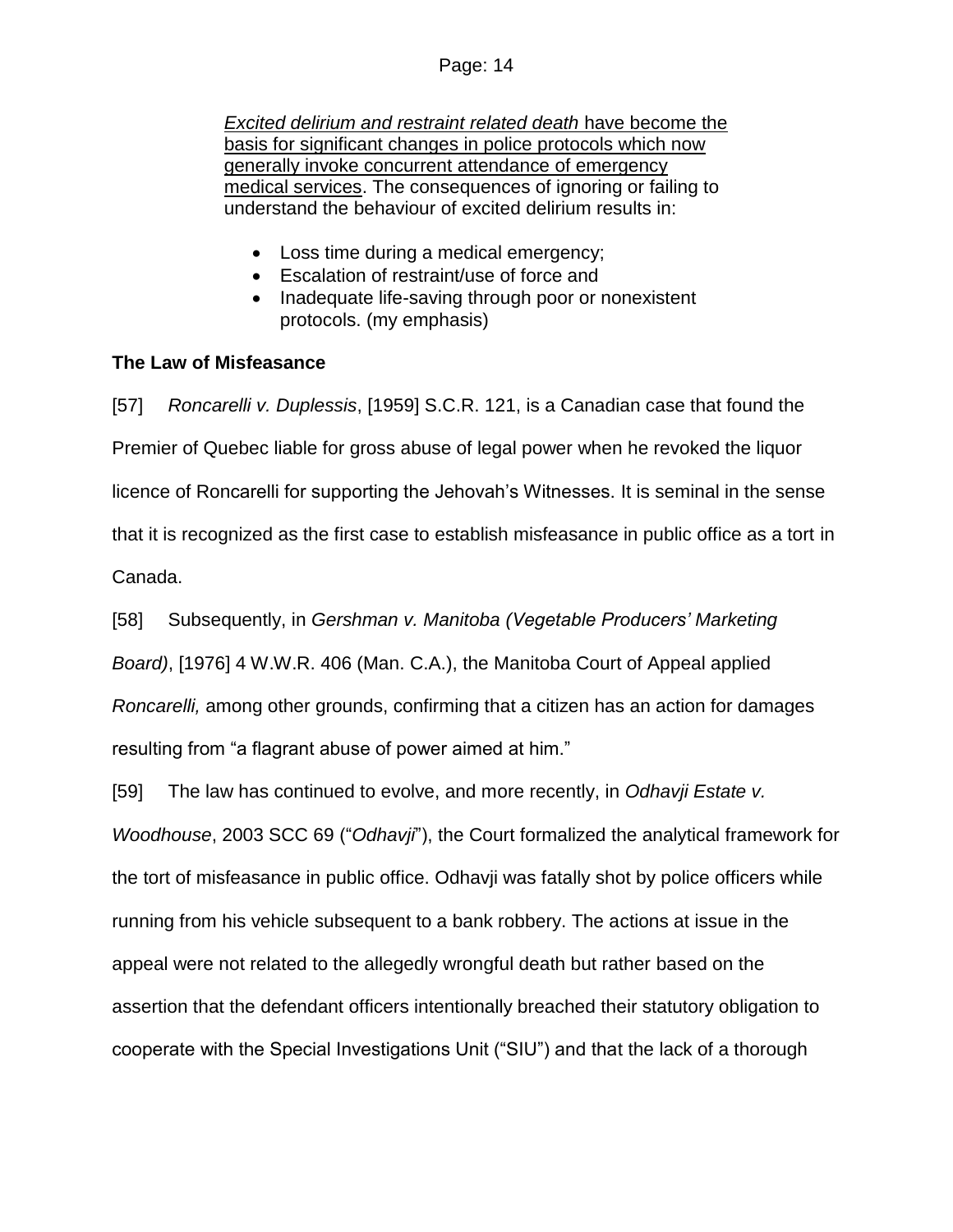> <u>*Excited delirium and restraint related death* have become the basis for significant changes in police protocols which now generally invoke concurrent attendance of emergency medical services</u>. The consequences of ignoring or failing to understand the behaviour of excited delirium results in:
>
> - Loss time during a medical emergency;
> - Escalation of restraint/use of force and
> - Inadequate life-saving through poor or nonexistent protocols. (my emphasis)

**The Law of Misfeasance**

[57] *Roncarelli v. Duplessis*, [1959] S.C.R. 121, is a Canadian case that found the Premier of Quebec liable for gross abuse of legal power when he revoked the liquor licence of Roncarelli for supporting the Jehovah's Witnesses. It is seminal in the sense that it is recognized as the first case to establish misfeasance in public office as a tort in Canada.

[58] Subsequently, in *Gershman v. Manitoba (Vegetable Producers' Marketing Board)*, [1976] 4 W.W.R. 406 (Man. C.A.), the Manitoba Court of Appeal applied *Roncarelli,* among other grounds, confirming that a citizen has an action for damages resulting from "a flagrant abuse of power aimed at him."

[59] The law has continued to evolve, and more recently, in *Odhavji Estate v. Woodhouse*, 2003 SCC 69 ("*Odhavji*"), the Court formalized the analytical framework for the tort of misfeasance in public office. Odhavji was fatally shot by police officers while running from his vehicle subsequent to a bank robbery. The actions at issue in the appeal were not related to the allegedly wrongful death but rather based on the assertion that the defendant officers intentionally breached their statutory obligation to cooperate with the Special Investigations Unit ("SIU") and that the lack of a thorough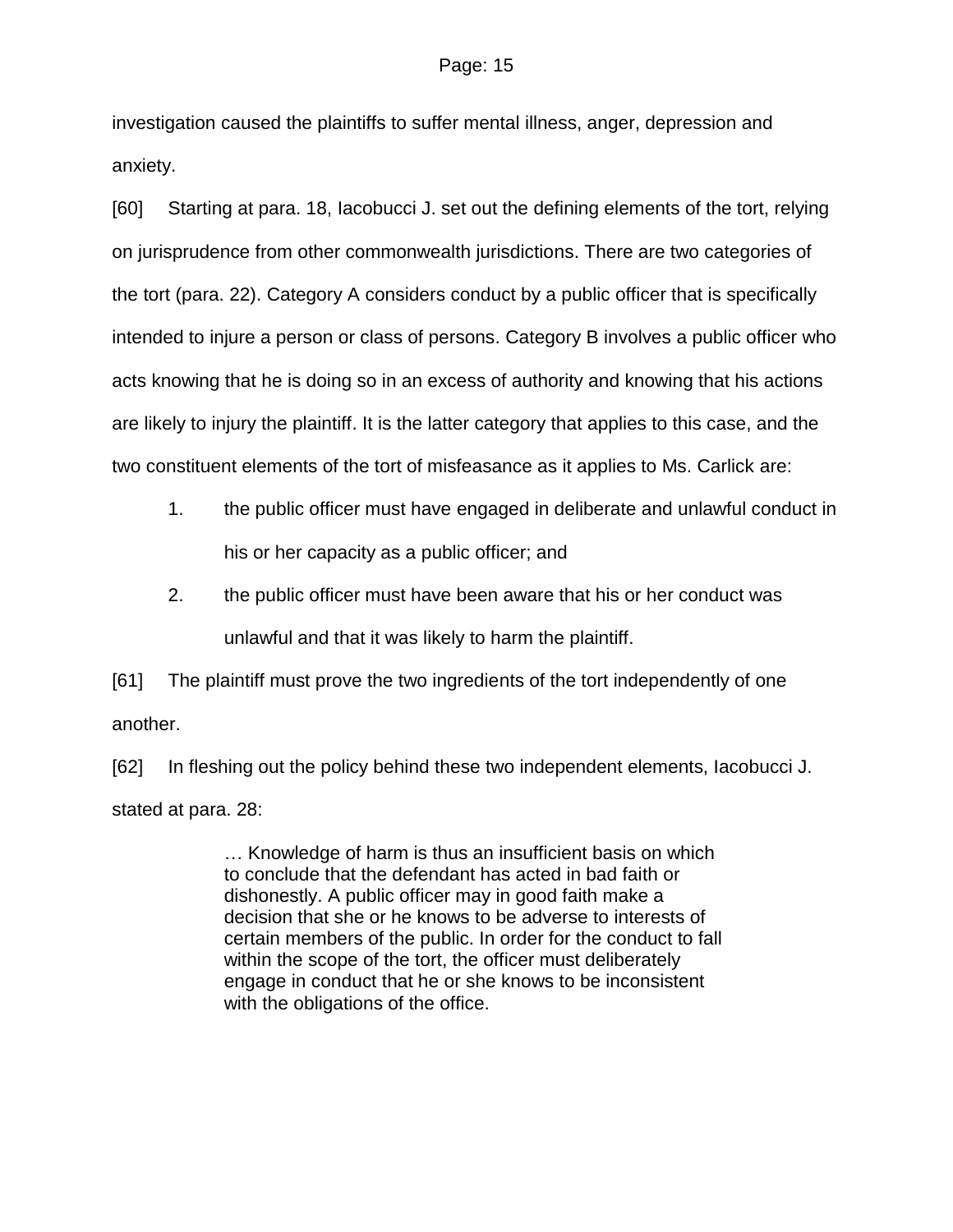investigation caused the plaintiffs to suffer mental illness, anger, depression and anxiety.

[60] Starting at para. 18, Iacobucci J. set out the defining elements of the tort, relying on jurisprudence from other commonwealth jurisdictions. There are two categories of the tort (para. 22). Category A considers conduct by a public officer that is specifically intended to injure a person or class of persons. Category B involves a public officer who acts knowing that he is doing so in an excess of authority and knowing that his actions are likely to injury the plaintiff. It is the latter category that applies to this case, and the two constituent elements of the tort of misfeasance as it applies to Ms. Carlick are:

1. the public officer must have engaged in deliberate and unlawful conduct in his or her capacity as a public officer; and
2. the public officer must have been aware that his or her conduct was unlawful and that it was likely to harm the plaintiff.

[61] The plaintiff must prove the two ingredients of the tort independently of one another.

[62] In fleshing out the policy behind these two independent elements, Iacobucci J. stated at para. 28:

> … Knowledge of harm is thus an insufficient basis on which to conclude that the defendant has acted in bad faith or dishonestly. A public officer may in good faith make a decision that she or he knows to be adverse to interests of certain members of the public. In order for the conduct to fall within the scope of the tort, the officer must deliberately engage in conduct that he or she knows to be inconsistent with the obligations of the office.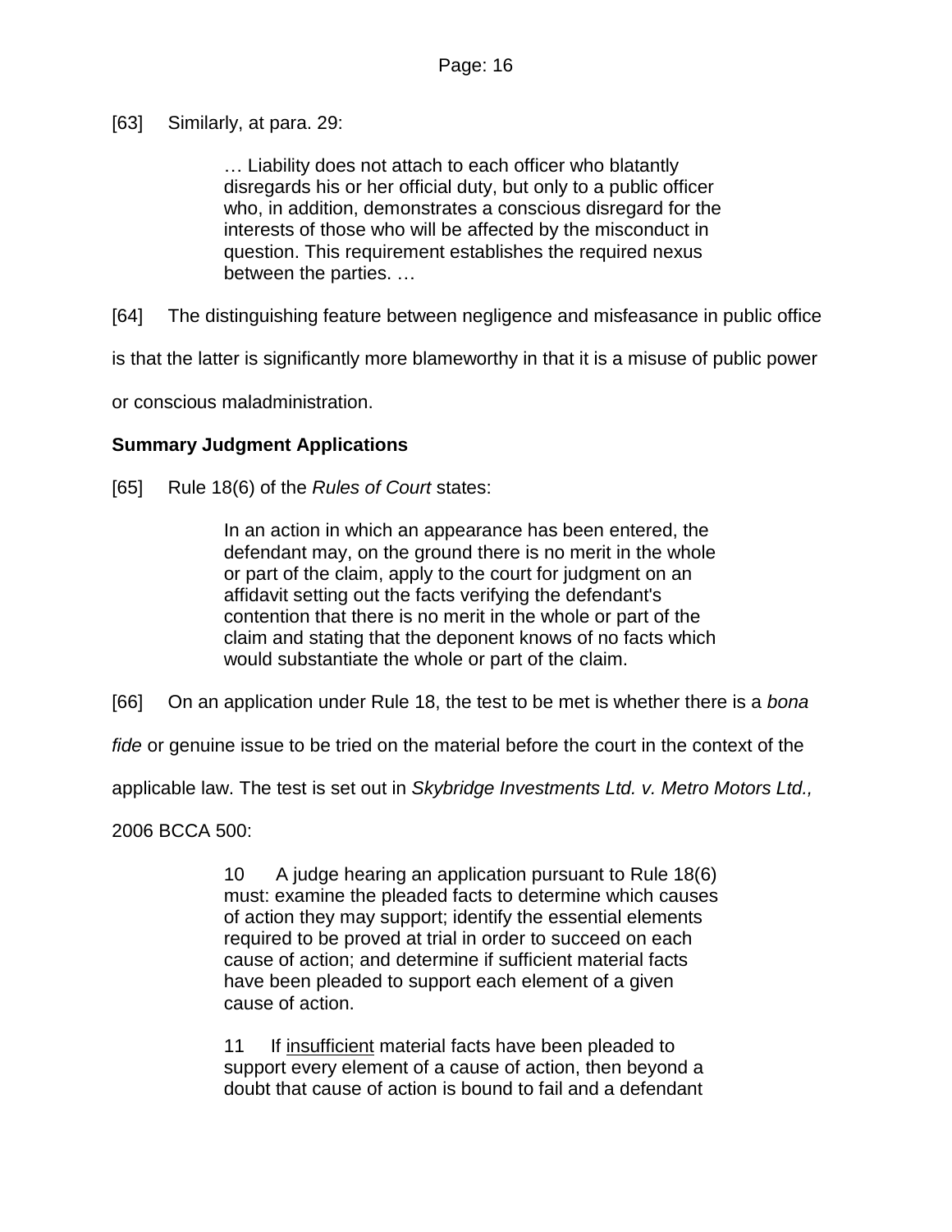[63] Similarly, at para. 29:

> … Liability does not attach to each officer who blatantly disregards his or her official duty, but only to a public officer who, in addition, demonstrates a conscious disregard for the interests of those who will be affected by the misconduct in question. This requirement establishes the required nexus between the parties. …

[64] The distinguishing feature between negligence and misfeasance in public office is that the latter is significantly more blameworthy in that it is a misuse of public power or conscious maladministration.

**Summary Judgment Applications**

[65] Rule 18(6) of the *Rules of Court* states:

> In an action in which an appearance has been entered, the defendant may, on the ground there is no merit in the whole or part of the claim, apply to the court for judgment on an affidavit setting out the facts verifying the defendant's contention that there is no merit in the whole or part of the claim and stating that the deponent knows of no facts which would substantiate the whole or part of the claim.

[66] On an application under Rule 18, the test to be met is whether there is a *bona fide* or genuine issue to be tried on the material before the court in the context of the applicable law. The test is set out in *Skybridge Investments Ltd. v. Metro Motors Ltd.,* 2006 BCCA 500:

> 10 A judge hearing an application pursuant to Rule 18(6) must: examine the pleaded facts to determine which causes of action they may support; identify the essential elements required to be proved at trial in order to succeed on each cause of action; and determine if sufficient material facts have been pleaded to support each element of a given cause of action.
>
> 11 If <u>insufficient</u> material facts have been pleaded to support every element of a cause of action, then beyond a doubt that cause of action is bound to fail and a defendant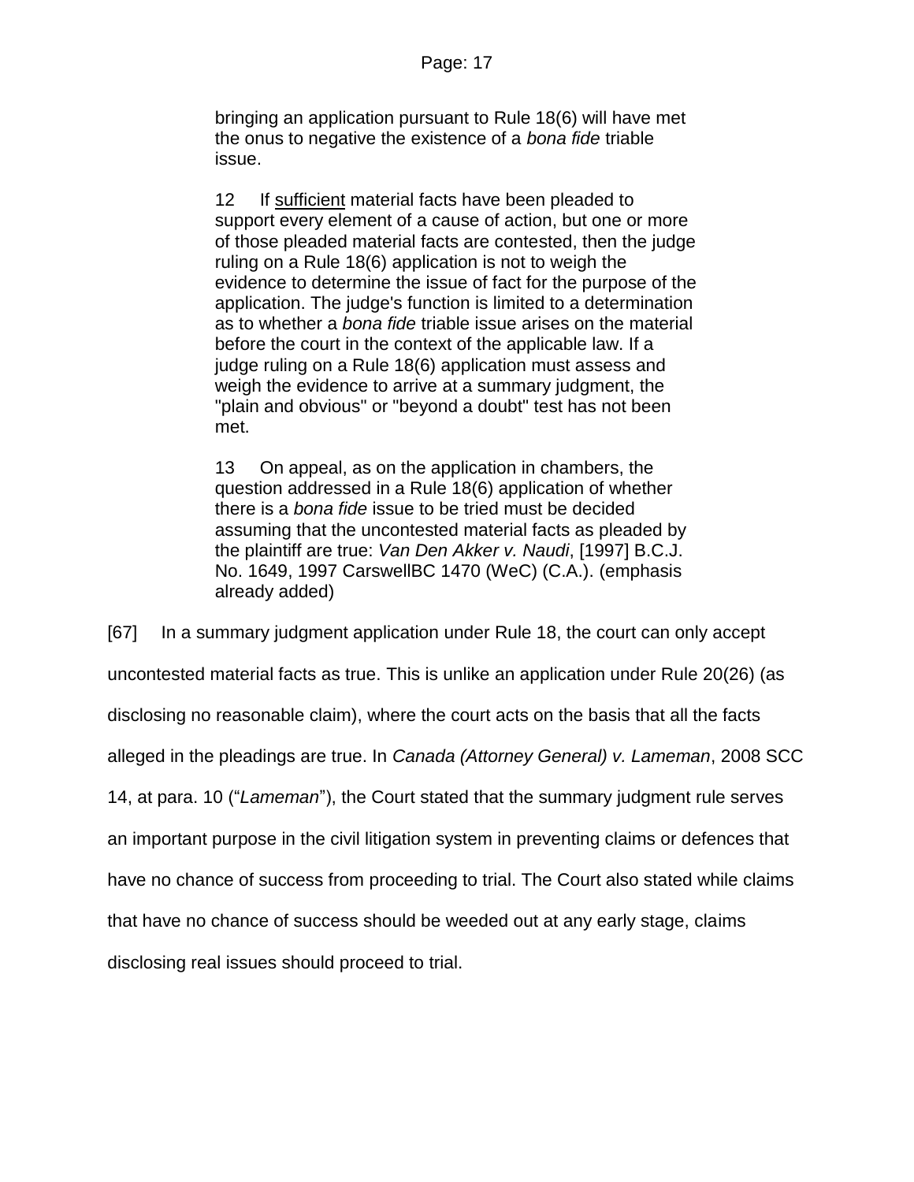> bringing an application pursuant to Rule 18(6) will have met the onus to negative the existence of a *bona fide* triable issue.
>
> 12 If <u>sufficient</u> material facts have been pleaded to support every element of a cause of action, but one or more of those pleaded material facts are contested, then the judge ruling on a Rule 18(6) application is not to weigh the evidence to determine the issue of fact for the purpose of the application. The judge's function is limited to a determination as to whether a *bona fide* triable issue arises on the material before the court in the context of the applicable law. If a judge ruling on a Rule 18(6) application must assess and weigh the evidence to arrive at a summary judgment, the "plain and obvious" or "beyond a doubt" test has not been met.
>
> 13 On appeal, as on the application in chambers, the question addressed in a Rule 18(6) application of whether there is a *bona fide* issue to be tried must be decided assuming that the uncontested material facts as pleaded by the plaintiff are true: *Van Den Akker v. Naudi*, [1997] B.C.J. No. 1649, 1997 CarswellBC 1470 (WeC) (C.A.). (emphasis already added)

[67] In a summary judgment application under Rule 18, the court can only accept uncontested material facts as true. This is unlike an application under Rule 20(26) (as disclosing no reasonable claim), where the court acts on the basis that all the facts alleged in the pleadings are true. In *Canada (Attorney General) v. Lameman*, 2008 SCC 14, at para. 10 ("*Lameman*"), the Court stated that the summary judgment rule serves an important purpose in the civil litigation system in preventing claims or defences that have no chance of success from proceeding to trial. The Court also stated while claims that have no chance of success should be weeded out at any early stage, claims disclosing real issues should proceed to trial.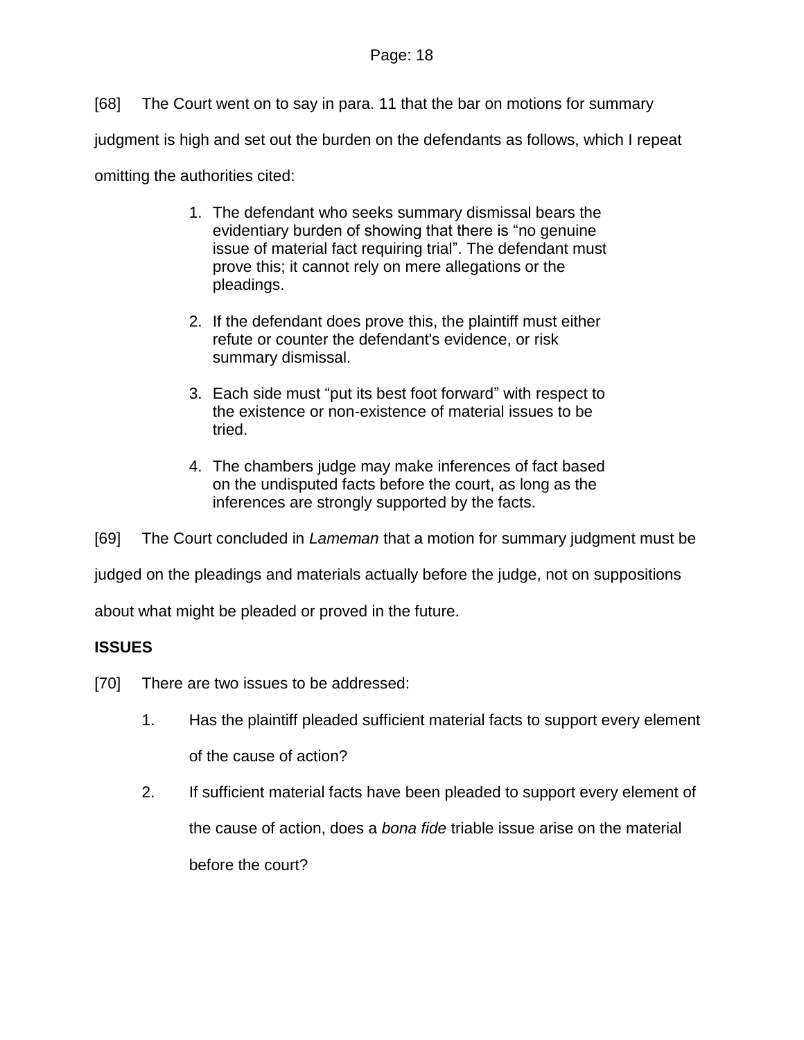[68] The Court went on to say in para. 11 that the bar on motions for summary judgment is high and set out the burden on the defendants as follows, which I repeat omitting the authorities cited:

> 1. The defendant who seeks summary dismissal bears the evidentiary burden of showing that there is “no genuine issue of material fact requiring trial”. The defendant must prove this; it cannot rely on mere allegations or the pleadings.
>
> 2. If the defendant does prove this, the plaintiff must either refute or counter the defendant's evidence, or risk summary dismissal.
>
> 3. Each side must “put its best foot forward” with respect to the existence or non-existence of material issues to be tried.
>
> 4. The chambers judge may make inferences of fact based on the undisputed facts before the court, as long as the inferences are strongly supported by the facts.

[69] The Court concluded in *Lameman* that a motion for summary judgment must be judged on the pleadings and materials actually before the judge, not on suppositions about what might be pleaded or proved in the future.

**ISSUES**

[70] There are two issues to be addressed:

1. Has the plaintiff pleaded sufficient material facts to support every element of the cause of action?

2. If sufficient material facts have been pleaded to support every element of the cause of action, does a *bona fide* triable issue arise on the material before the court?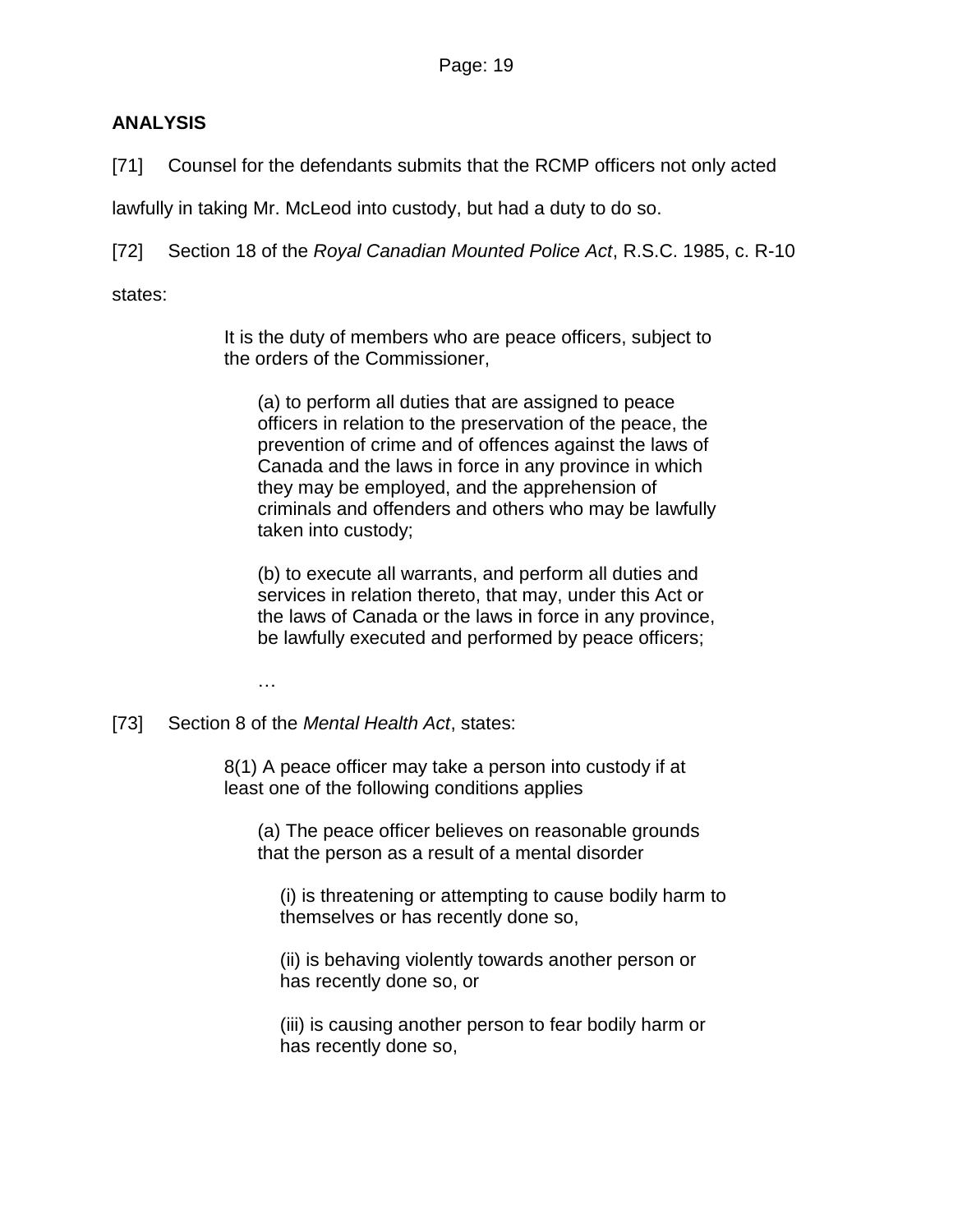**ANALYSIS**

[71] Counsel for the defendants submits that the RCMP officers not only acted lawfully in taking Mr. McLeod into custody, but had a duty to do so.

[72] Section 18 of the *Royal Canadian Mounted Police Act*, R.S.C. 1985, c. R-10 states:

> It is the duty of members who are peace officers, subject to the orders of the Commissioner,
>
> (a) to perform all duties that are assigned to peace officers in relation to the preservation of the peace, the prevention of crime and of offences against the laws of Canada and the laws in force in any province in which they may be employed, and the apprehension of criminals and offenders and others who may be lawfully taken into custody;
>
> (b) to execute all warrants, and perform all duties and services in relation thereto, that may, under this Act or the laws of Canada or the laws in force in any province, be lawfully executed and performed by peace officers;
>
> …

[73] Section 8 of the *Mental Health Act*, states:

> 8(1) A peace officer may take a person into custody if at least one of the following conditions applies
>
> (a) The peace officer believes on reasonable grounds that the person as a result of a mental disorder
>
> (i) is threatening or attempting to cause bodily harm to themselves or has recently done so,
>
> (ii) is behaving violently towards another person or has recently done so, or
>
> (iii) is causing another person to fear bodily harm or has recently done so,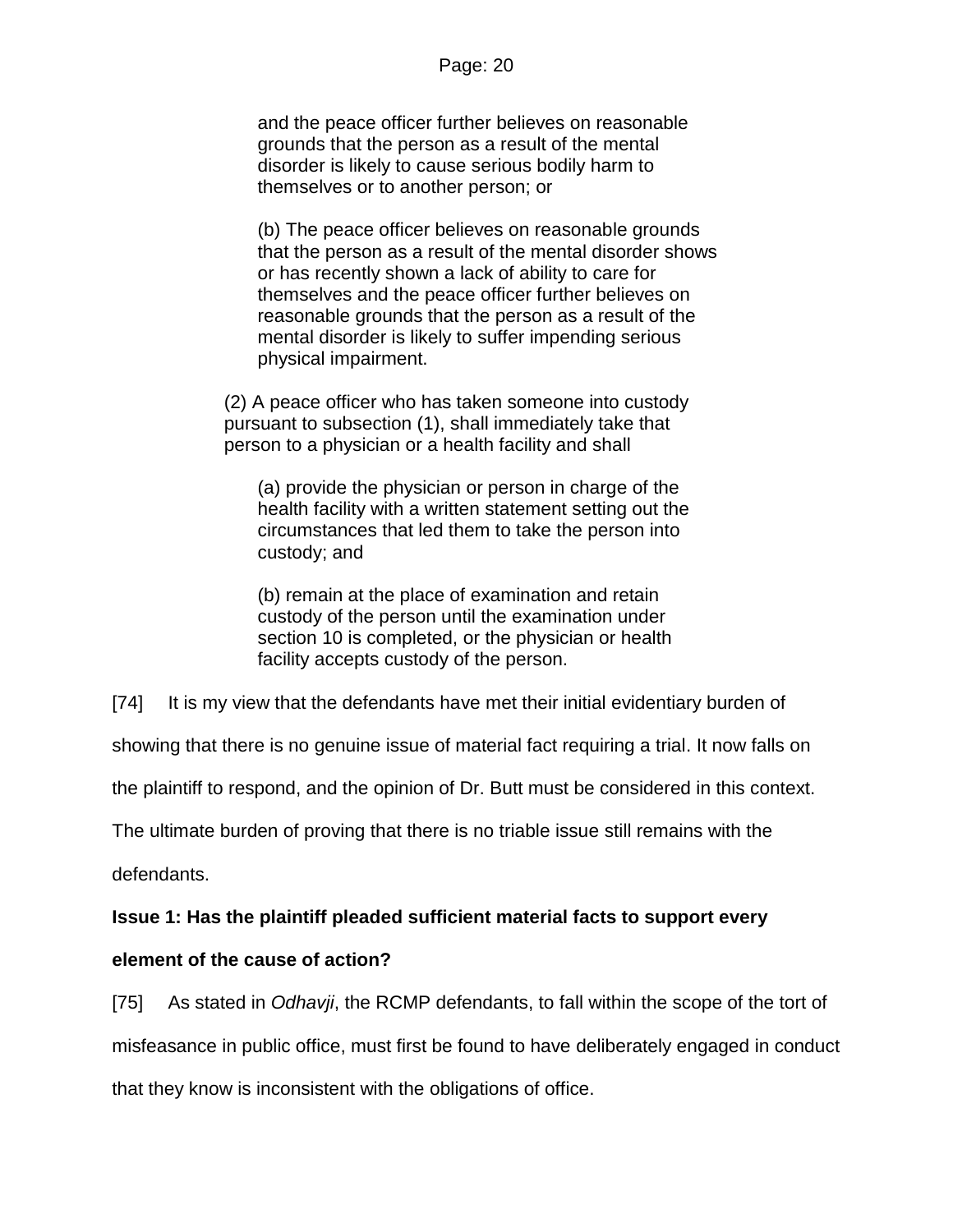> and the peace officer further believes on reasonable grounds that the person as a result of the mental disorder is likely to cause serious bodily harm to themselves or to another person; or
>
> (b) The peace officer believes on reasonable grounds that the person as a result of the mental disorder shows or has recently shown a lack of ability to care for themselves and the peace officer further believes on reasonable grounds that the person as a result of the mental disorder is likely to suffer impending serious physical impairment.
>
> (2) A peace officer who has taken someone into custody pursuant to subsection (1), shall immediately take that person to a physician or a health facility and shall
>
> (a) provide the physician or person in charge of the health facility with a written statement setting out the circumstances that led them to take the person into custody; and
>
> (b) remain at the place of examination and retain custody of the person until the examination under section 10 is completed, or the physician or health facility accepts custody of the person.

[74] It is my view that the defendants have met their initial evidentiary burden of showing that there is no genuine issue of material fact requiring a trial. It now falls on the plaintiff to respond, and the opinion of Dr. Butt must be considered in this context. The ultimate burden of proving that there is no triable issue still remains with the defendants.

**Issue 1: Has the plaintiff pleaded sufficient material facts to support every element of the cause of action?**

[75] As stated in *Odhavji*, the RCMP defendants, to fall within the scope of the tort of misfeasance in public office, must first be found to have deliberately engaged in conduct that they know is inconsistent with the obligations of office.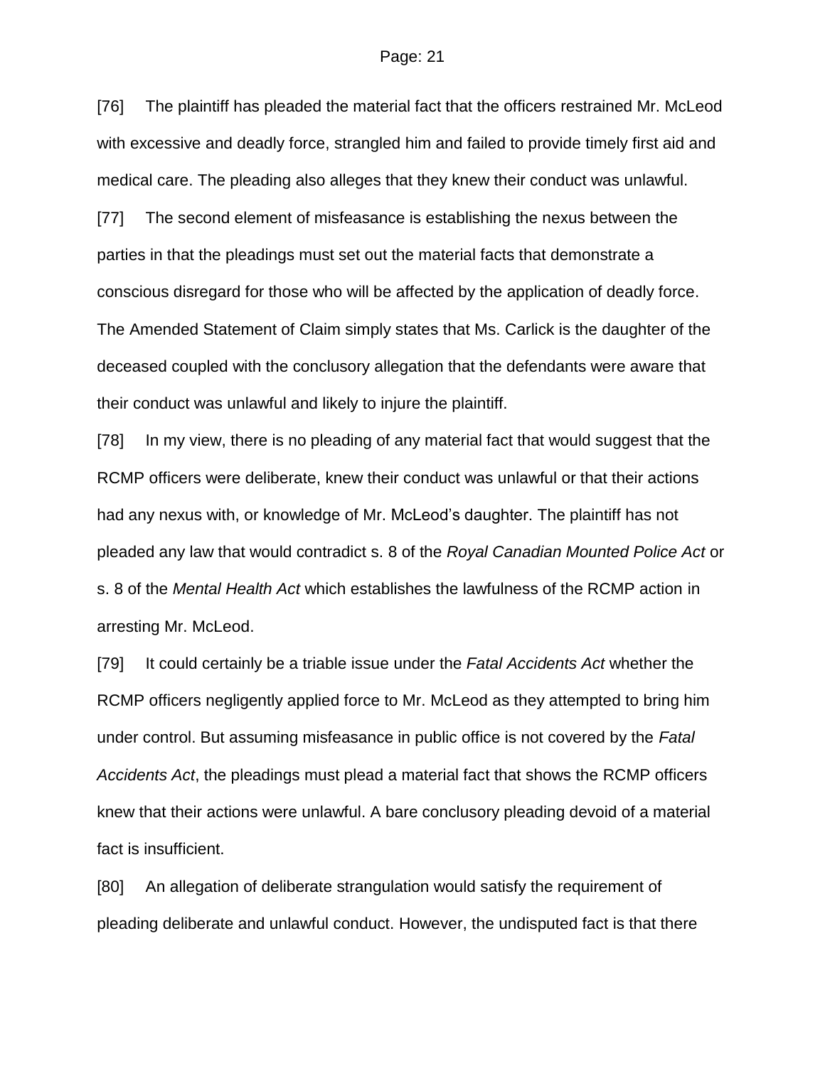[76] The plaintiff has pleaded the material fact that the officers restrained Mr. McLeod with excessive and deadly force, strangled him and failed to provide timely first aid and medical care. The pleading also alleges that they knew their conduct was unlawful.

[77] The second element of misfeasance is establishing the nexus between the parties in that the pleadings must set out the material facts that demonstrate a conscious disregard for those who will be affected by the application of deadly force. The Amended Statement of Claim simply states that Ms. Carlick is the daughter of the deceased coupled with the conclusory allegation that the defendants were aware that their conduct was unlawful and likely to injure the plaintiff.

[78] In my view, there is no pleading of any material fact that would suggest that the RCMP officers were deliberate, knew their conduct was unlawful or that their actions had any nexus with, or knowledge of Mr. McLeod's daughter. The plaintiff has not pleaded any law that would contradict s. 8 of the *Royal Canadian Mounted Police Act* or s. 8 of the *Mental Health Act* which establishes the lawfulness of the RCMP action in arresting Mr. McLeod.

[79] It could certainly be a triable issue under the *Fatal Accidents Act* whether the RCMP officers negligently applied force to Mr. McLeod as they attempted to bring him under control. But assuming misfeasance in public office is not covered by the *Fatal Accidents Act*, the pleadings must plead a material fact that shows the RCMP officers knew that their actions were unlawful. A bare conclusory pleading devoid of a material fact is insufficient.

[80] An allegation of deliberate strangulation would satisfy the requirement of pleading deliberate and unlawful conduct. However, the undisputed fact is that there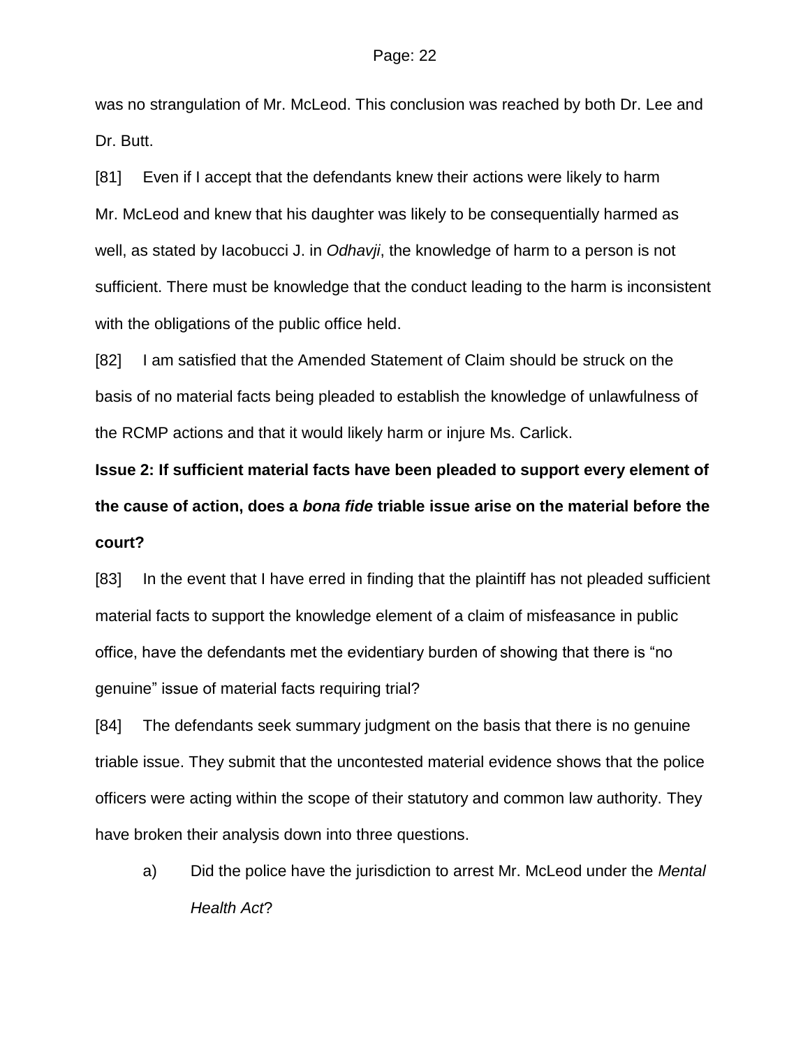was no strangulation of Mr. McLeod. This conclusion was reached by both Dr. Lee and Dr. Butt.

[81] Even if I accept that the defendants knew their actions were likely to harm Mr. McLeod and knew that his daughter was likely to be consequentially harmed as well, as stated by Iacobucci J. in *Odhavji*, the knowledge of harm to a person is not sufficient. There must be knowledge that the conduct leading to the harm is inconsistent with the obligations of the public office held.

[82] I am satisfied that the Amended Statement of Claim should be struck on the basis of no material facts being pleaded to establish the knowledge of unlawfulness of the RCMP actions and that it would likely harm or injure Ms. Carlick.

**Issue 2: If sufficient material facts have been pleaded to support every element of the cause of action, does a *bona fide* triable issue arise on the material before the court?**

[83] In the event that I have erred in finding that the plaintiff has not pleaded sufficient material facts to support the knowledge element of a claim of misfeasance in public office, have the defendants met the evidentiary burden of showing that there is "no genuine" issue of material facts requiring trial?

[84] The defendants seek summary judgment on the basis that there is no genuine triable issue. They submit that the uncontested material evidence shows that the police officers were acting within the scope of their statutory and common law authority. They have broken their analysis down into three questions.

a) Did the police have the jurisdiction to arrest Mr. McLeod under the *Mental Health Act*?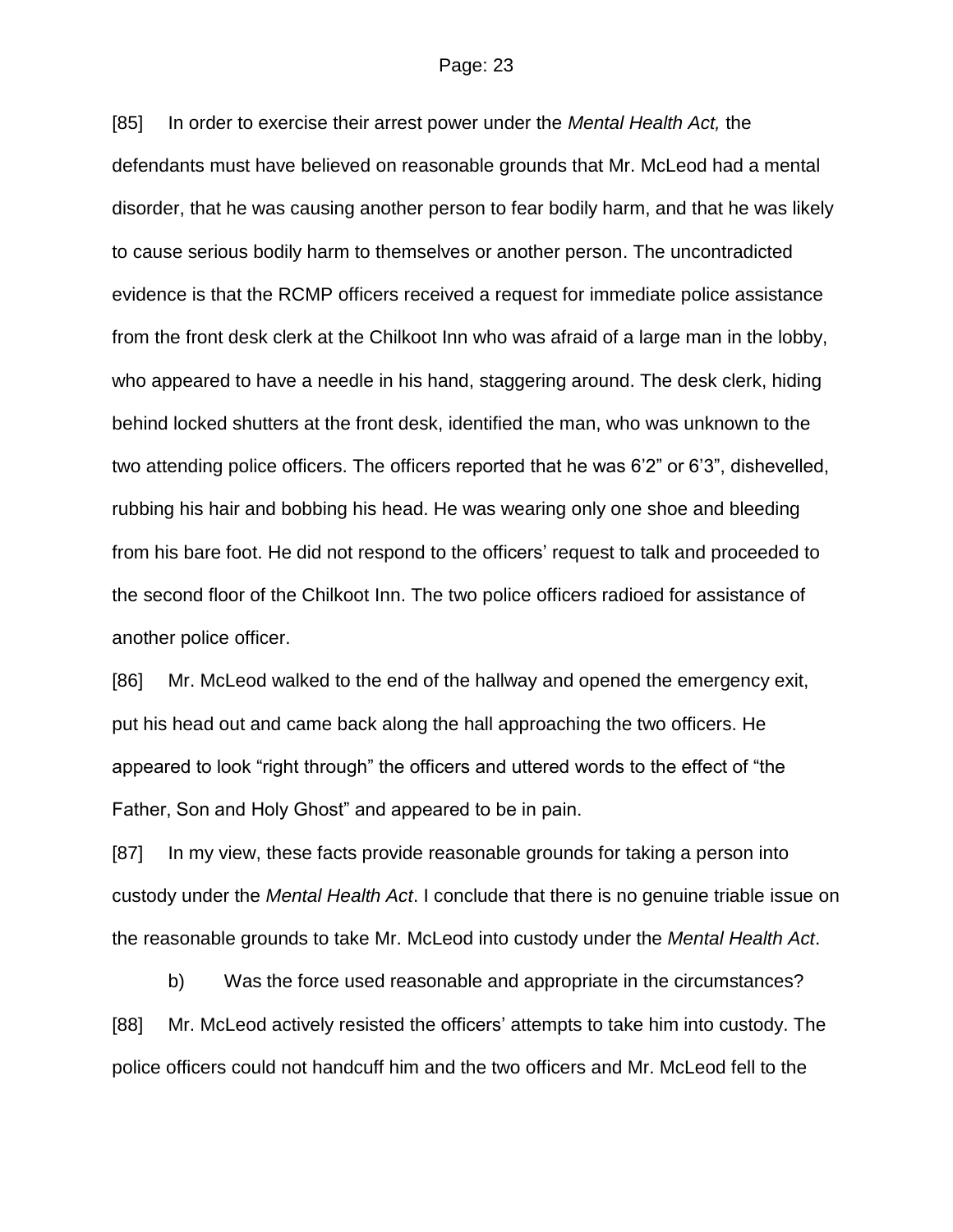[85] In order to exercise their arrest power under the *Mental Health Act,* the defendants must have believed on reasonable grounds that Mr. McLeod had a mental disorder, that he was causing another person to fear bodily harm, and that he was likely to cause serious bodily harm to themselves or another person. The uncontradicted evidence is that the RCMP officers received a request for immediate police assistance from the front desk clerk at the Chilkoot Inn who was afraid of a large man in the lobby, who appeared to have a needle in his hand, staggering around. The desk clerk, hiding behind locked shutters at the front desk, identified the man, who was unknown to the two attending police officers. The officers reported that he was 6'2" or 6'3", dishevelled, rubbing his hair and bobbing his head. He was wearing only one shoe and bleeding from his bare foot. He did not respond to the officers' request to talk and proceeded to the second floor of the Chilkoot Inn. The two police officers radioed for assistance of another police officer.

[86] Mr. McLeod walked to the end of the hallway and opened the emergency exit, put his head out and came back along the hall approaching the two officers. He appeared to look "right through" the officers and uttered words to the effect of "the Father, Son and Holy Ghost" and appeared to be in pain.

[87] In my view, these facts provide reasonable grounds for taking a person into custody under the *Mental Health Act*. I conclude that there is no genuine triable issue on the reasonable grounds to take Mr. McLeod into custody under the *Mental Health Act*.

b) Was the force used reasonable and appropriate in the circumstances?

[88] Mr. McLeod actively resisted the officers' attempts to take him into custody. The police officers could not handcuff him and the two officers and Mr. McLeod fell to the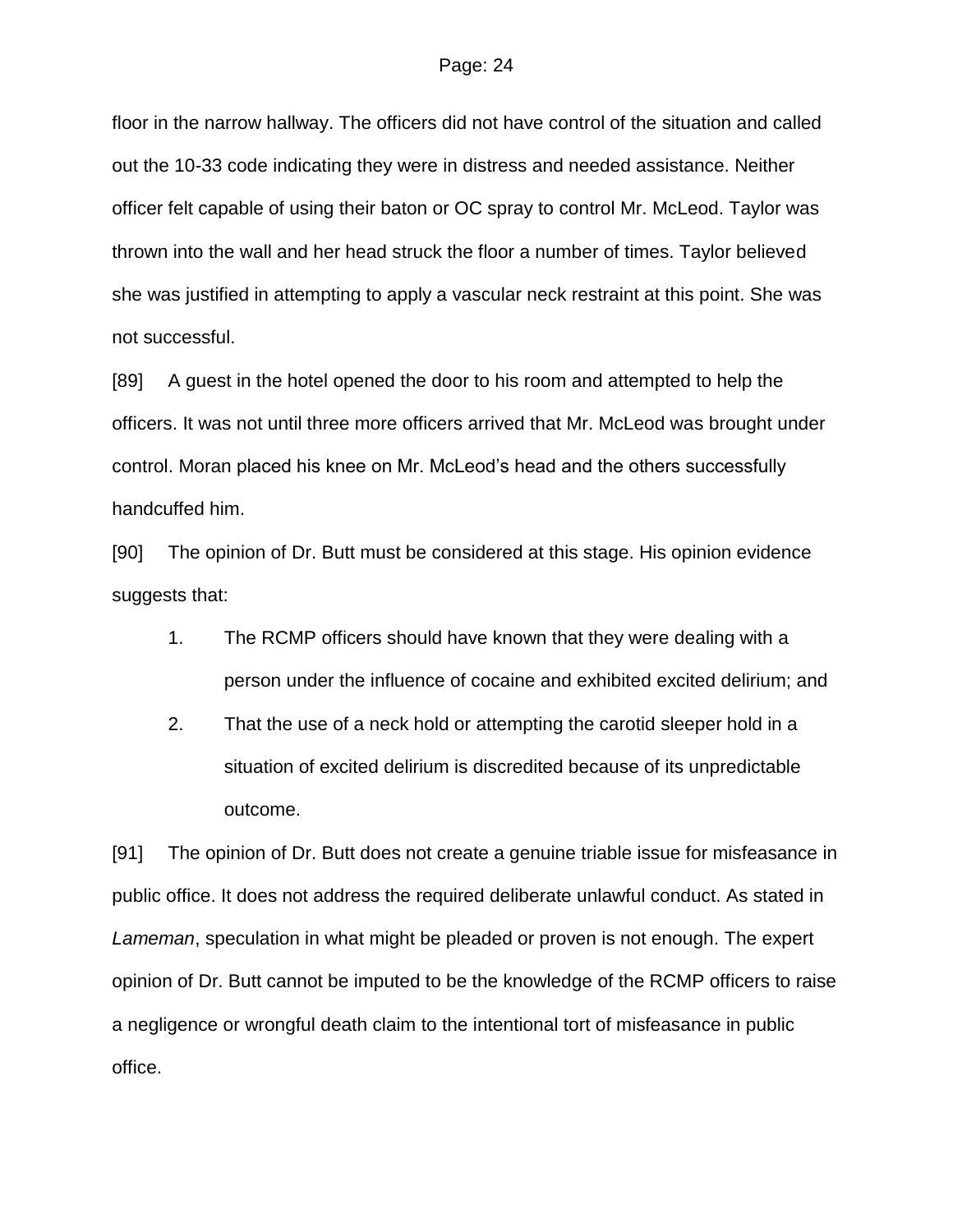floor in the narrow hallway. The officers did not have control of the situation and called out the 10-33 code indicating they were in distress and needed assistance. Neither officer felt capable of using their baton or OC spray to control Mr. McLeod. Taylor was thrown into the wall and her head struck the floor a number of times. Taylor believed she was justified in attempting to apply a vascular neck restraint at this point. She was not successful.

[89] A guest in the hotel opened the door to his room and attempted to help the officers. It was not until three more officers arrived that Mr. McLeod was brought under control. Moran placed his knee on Mr. McLeod's head and the others successfully handcuffed him.

[90] The opinion of Dr. Butt must be considered at this stage. His opinion evidence suggests that:

1. The RCMP officers should have known that they were dealing with a person under the influence of cocaine and exhibited excited delirium; and
2. That the use of a neck hold or attempting the carotid sleeper hold in a situation of excited delirium is discredited because of its unpredictable outcome.

[91] The opinion of Dr. Butt does not create a genuine triable issue for misfeasance in public office. It does not address the required deliberate unlawful conduct. As stated in *Lameman*, speculation in what might be pleaded or proven is not enough. The expert opinion of Dr. Butt cannot be imputed to be the knowledge of the RCMP officers to raise a negligence or wrongful death claim to the intentional tort of misfeasance in public office.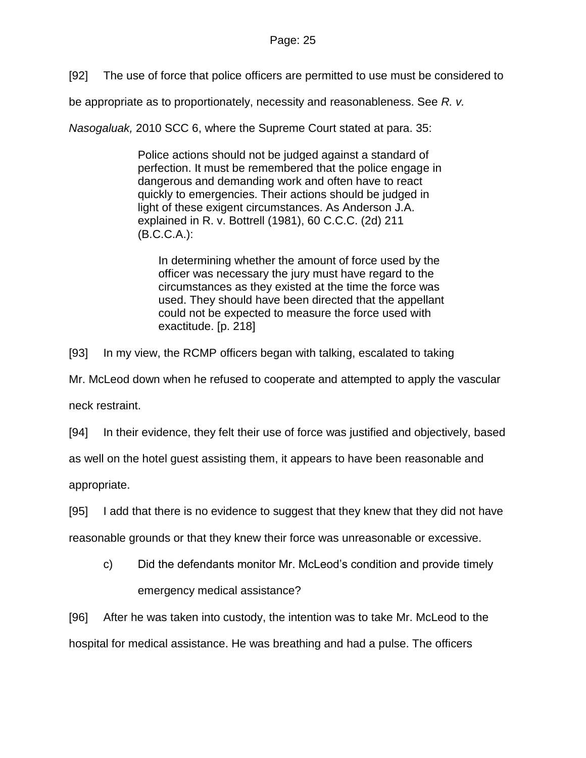[92] The use of force that police officers are permitted to use must be considered to be appropriate as to proportionately, necessity and reasonableness. See *R. v. Nasogaluak,* 2010 SCC 6, where the Supreme Court stated at para. 35:

> Police actions should not be judged against a standard of perfection. It must be remembered that the police engage in dangerous and demanding work and often have to react quickly to emergencies. Their actions should be judged in light of these exigent circumstances. As Anderson J.A. explained in R. v. Bottrell (1981), 60 C.C.C. (2d) 211 (B.C.C.A.):
>
> > In determining whether the amount of force used by the officer was necessary the jury must have regard to the circumstances as they existed at the time the force was used. They should have been directed that the appellant could not be expected to measure the force used with exactitude. [p. 218]

[93] In my view, the RCMP officers began with talking, escalated to taking Mr. McLeod down when he refused to cooperate and attempted to apply the vascular neck restraint.

[94] In their evidence, they felt their use of force was justified and objectively, based as well on the hotel guest assisting them, it appears to have been reasonable and appropriate.

[95] I add that there is no evidence to suggest that they knew that they did not have reasonable grounds or that they knew their force was unreasonable or excessive.

c) Did the defendants monitor Mr. McLeod's condition and provide timely emergency medical assistance?

[96] After he was taken into custody, the intention was to take Mr. McLeod to the hospital for medical assistance. He was breathing and had a pulse. The officers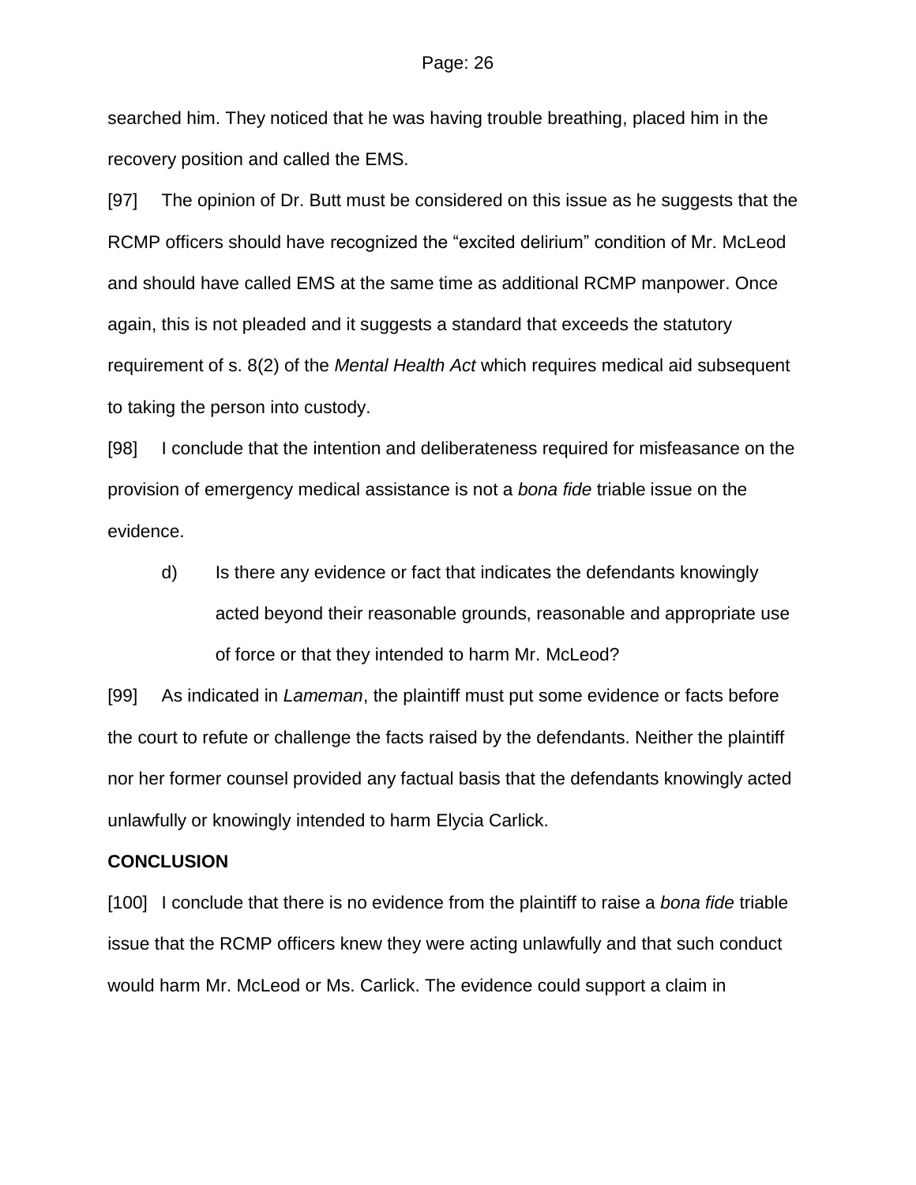searched him. They noticed that he was having trouble breathing, placed him in the recovery position and called the EMS.

[97] The opinion of Dr. Butt must be considered on this issue as he suggests that the RCMP officers should have recognized the "excited delirium" condition of Mr. McLeod and should have called EMS at the same time as additional RCMP manpower. Once again, this is not pleaded and it suggests a standard that exceeds the statutory requirement of s. 8(2) of the *Mental Health Act* which requires medical aid subsequent to taking the person into custody.

[98] I conclude that the intention and deliberateness required for misfeasance on the provision of emergency medical assistance is not a *bona fide* triable issue on the evidence.

d) Is there any evidence or fact that indicates the defendants knowingly acted beyond their reasonable grounds, reasonable and appropriate use of force or that they intended to harm Mr. McLeod?

[99] As indicated in *Lameman*, the plaintiff must put some evidence or facts before the court to refute or challenge the facts raised by the defendants. Neither the plaintiff nor her former counsel provided any factual basis that the defendants knowingly acted unlawfully or knowingly intended to harm Elycia Carlick.

**CONCLUSION**

[100] I conclude that there is no evidence from the plaintiff to raise a *bona fide* triable issue that the RCMP officers knew they were acting unlawfully and that such conduct would harm Mr. McLeod or Ms. Carlick. The evidence could support a claim in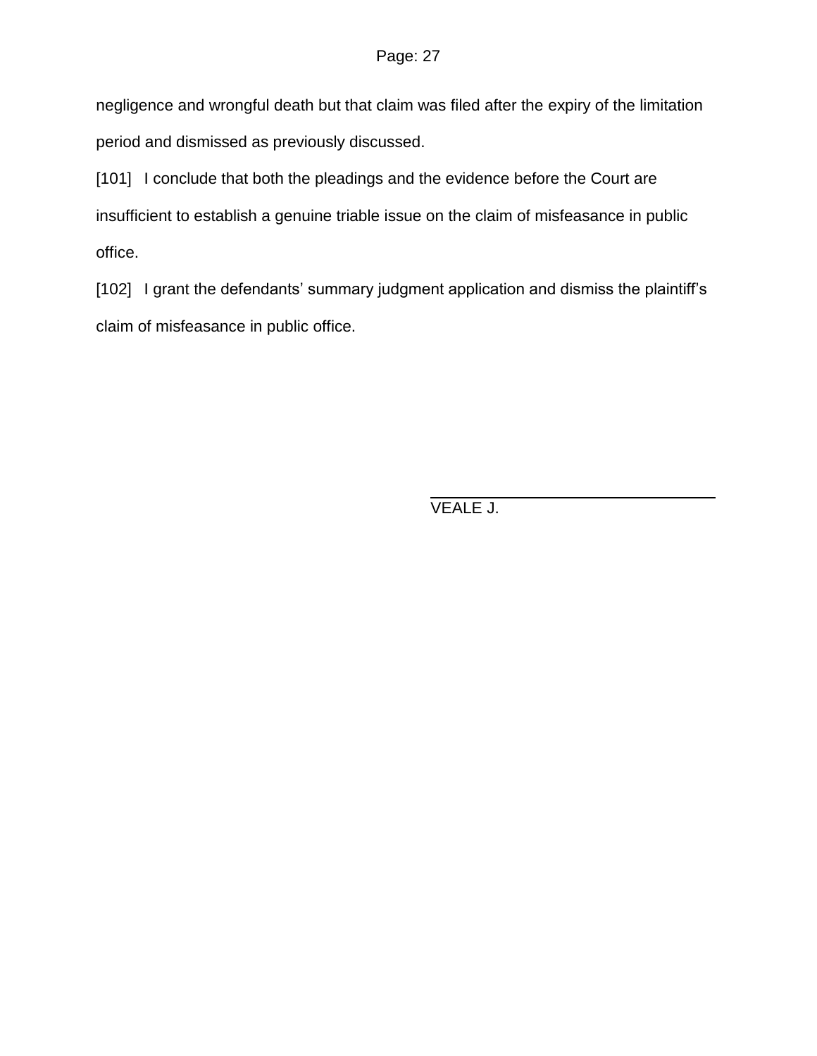negligence and wrongful death but that claim was filed after the expiry of the limitation period and dismissed as previously discussed.

[101] I conclude that both the pleadings and the evidence before the Court are insufficient to establish a genuine triable issue on the claim of misfeasance in public office.

[102] I grant the defendants' summary judgment application and dismiss the plaintiff's claim of misfeasance in public office.

VEALE J.